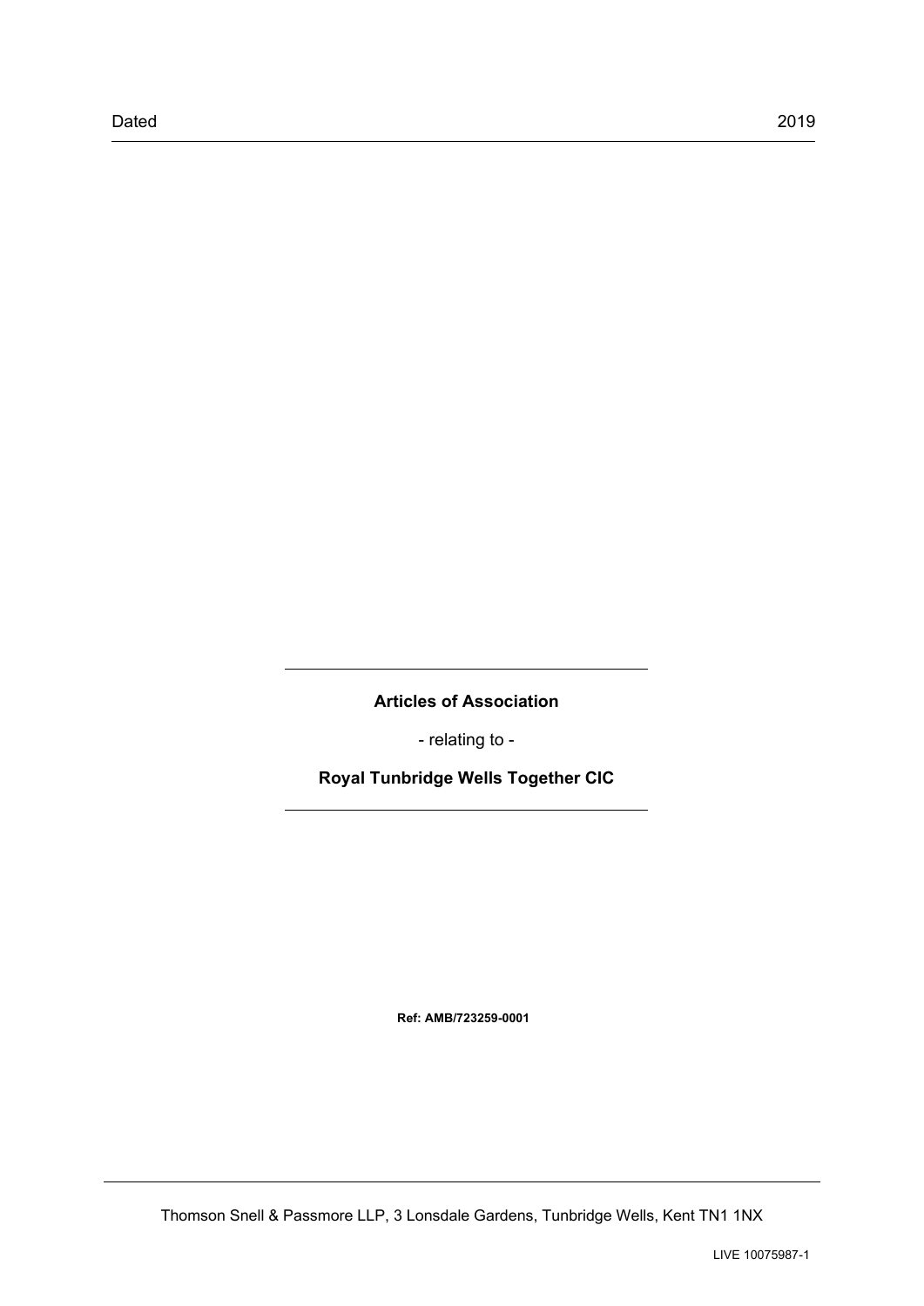Dated 2019

---

**Articles of Association**

- relating to -

**Royal Tunbridge Wells Together CIC**

---

**Ref: AMB/723259-0001**

Thomson Snell & Passmore LLP, 3 Lonsdale Gardens, Tunbridge Wells, Kent TN1 1NX

LIVE 10075987-1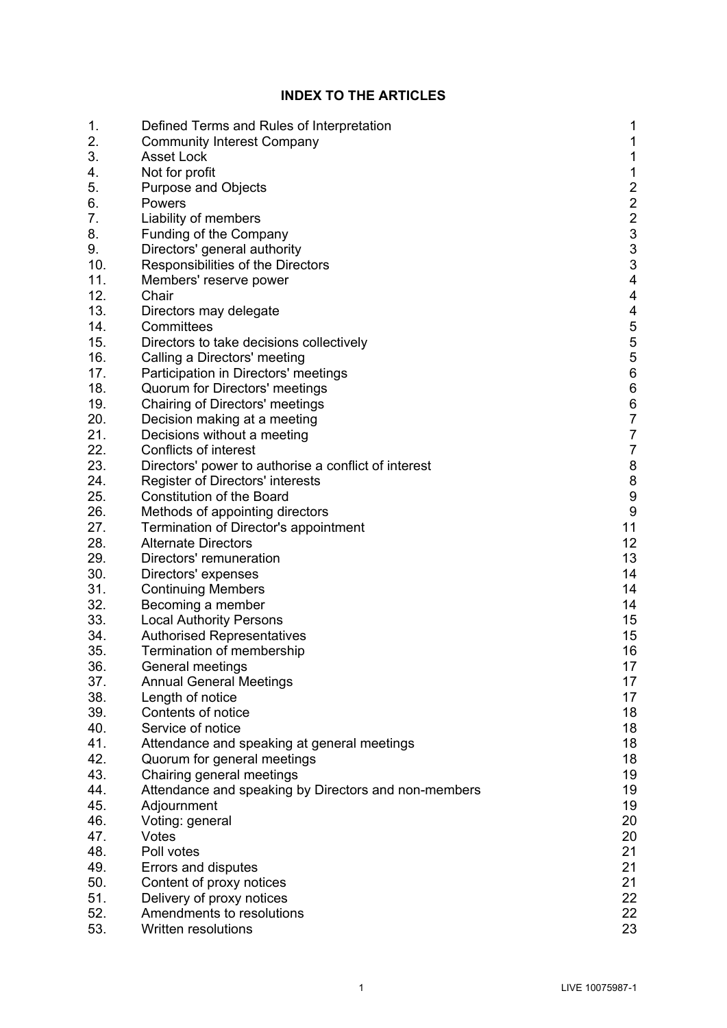# INDEX TO THE ARTICLES

| | | |
|---|---|---|
| 1. | Defined Terms and Rules of Interpretation | 1 |
| 2. | Community Interest Company | 1 |
| 3. | Asset Lock | 1 |
| 4. | Not for profit | 1 |
| 5. | Purpose and Objects | 2 |
| 6. | Powers | 2 |
| 7. | Liability of members | 2 |
| 8. | Funding of the Company | 3 |
| 9. | Directors' general authority | 3 |
| 10. | Responsibilities of the Directors | 3 |
| 11. | Members' reserve power | 4 |
| 12. | Chair | 4 |
| 13. | Directors may delegate | 4 |
| 14. | Committees | 5 |
| 15. | Directors to take decisions collectively | 5 |
| 16. | Calling a Directors' meeting | 5 |
| 17. | Participation in Directors' meetings | 6 |
| 18. | Quorum for Directors' meetings | 6 |
| 19. | Chairing of Directors' meetings | 6 |
| 20. | Decision making at a meeting | 7 |
| 21. | Decisions without a meeting | 7 |
| 22. | Conflicts of interest | 7 |
| 23. | Directors' power to authorise a conflict of interest | 8 |
| 24. | Register of Directors' interests | 8 |
| 25. | Constitution of the Board | 9 |
| 26. | Methods of appointing directors | 9 |
| 27. | Termination of Director's appointment | 11 |
| 28. | Alternate Directors | 12 |
| 29. | Directors' remuneration | 13 |
| 30. | Directors' expenses | 14 |
| 31. | Continuing Members | 14 |
| 32. | Becoming a member | 14 |
| 33. | Local Authority Persons | 15 |
| 34. | Authorised Representatives | 15 |
| 35. | Termination of membership | 16 |
| 36. | General meetings | 17 |
| 37. | Annual General Meetings | 17 |
| 38. | Length of notice | 17 |
| 39. | Contents of notice | 18 |
| 40. | Service of notice | 18 |
| 41. | Attendance and speaking at general meetings | 18 |
| 42. | Quorum for general meetings | 18 |
| 43. | Chairing general meetings | 19 |
| 44. | Attendance and speaking by Directors and non-members | 19 |
| 45. | Adjournment | 19 |
| 46. | Voting: general | 20 |
| 47. | Votes | 20 |
| 48. | Poll votes | 21 |
| 49. | Errors and disputes | 21 |
| 50. | Content of proxy notices | 21 |
| 51. | Delivery of proxy notices | 22 |
| 52. | Amendments to resolutions | 22 |
| 53. | Written resolutions | 23 |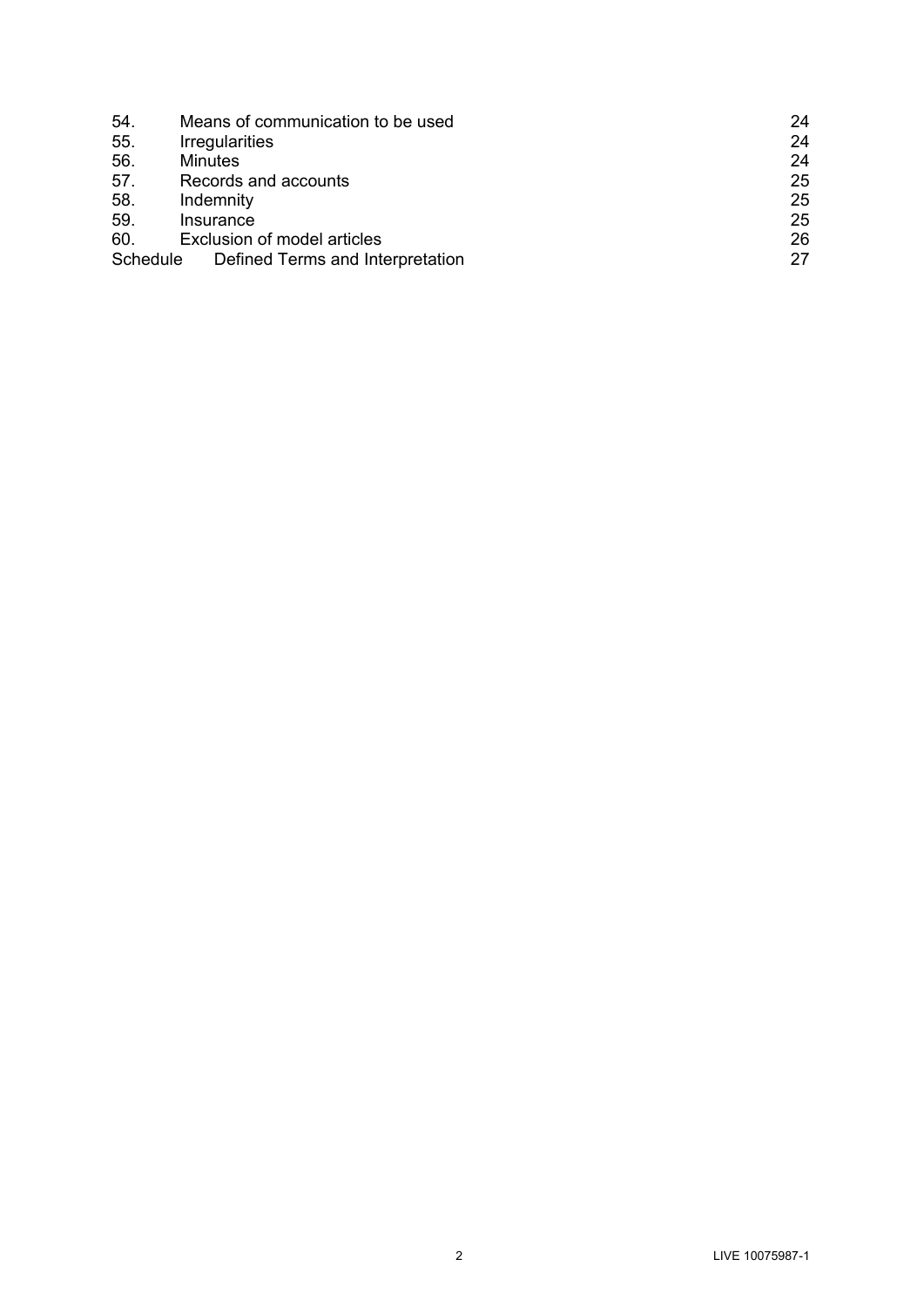| | | |
|---|---|---|
| 54. | Means of communication to be used | 24 |
| 55. | Irregularities | 24 |
| 56. | Minutes | 24 |
| 57. | Records and accounts | 25 |
| 58. | Indemnity | 25 |
| 59. | Insurance | 25 |
| 60. | Exclusion of model articles | 26 |
| Schedule | Defined Terms and Interpretation | 27 |

LIVE 10075987-1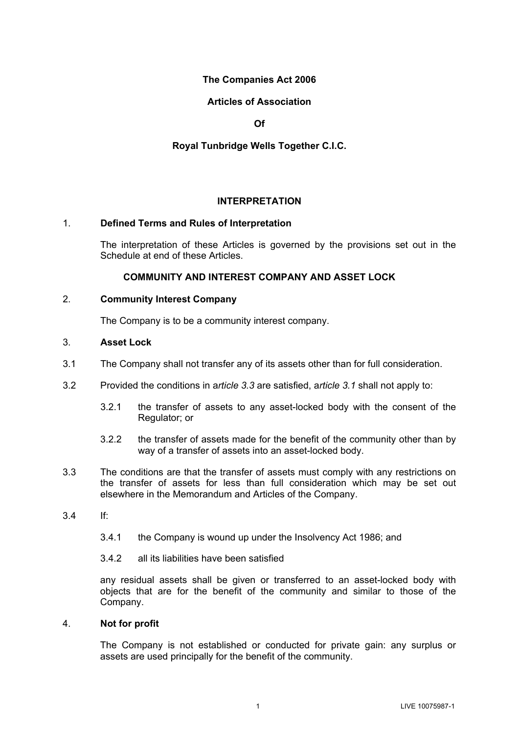**The Companies Act 2006**

**Articles of Association**

**Of**

**Royal Tunbridge Wells Together C.I.C.**

## INTERPRETATION

1. **Defined Terms and Rules of Interpretation**

   The interpretation of these Articles is governed by the provisions set out in the Schedule at end of these Articles.

## COMMUNITY AND INTEREST COMPANY AND ASSET LOCK

2. **Community Interest Company**

   The Company is to be a community interest company.

3. **Asset Lock**

3.1 The Company shall not transfer any of its assets other than for full consideration.

3.2 Provided the conditions in a*rticle 3.3* are satisfied, a*rticle 3.1* shall not apply to:

   3.2.1 the transfer of assets to any asset-locked body with the consent of the Regulator; or

   3.2.2 the transfer of assets made for the benefit of the community other than by way of a transfer of assets into an asset-locked body.

3.3 The conditions are that the transfer of assets must comply with any restrictions on the transfer of assets for less than full consideration which may be set out elsewhere in the Memorandum and Articles of the Company.

3.4 If:

   3.4.1 the Company is wound up under the Insolvency Act 1986; and

   3.4.2 all its liabilities have been satisfied

   any residual assets shall be given or transferred to an asset-locked body with objects that are for the benefit of the community and similar to those of the Company.

4. **Not for profit**

   The Company is not established or conducted for private gain: any surplus or assets are used principally for the benefit of the community.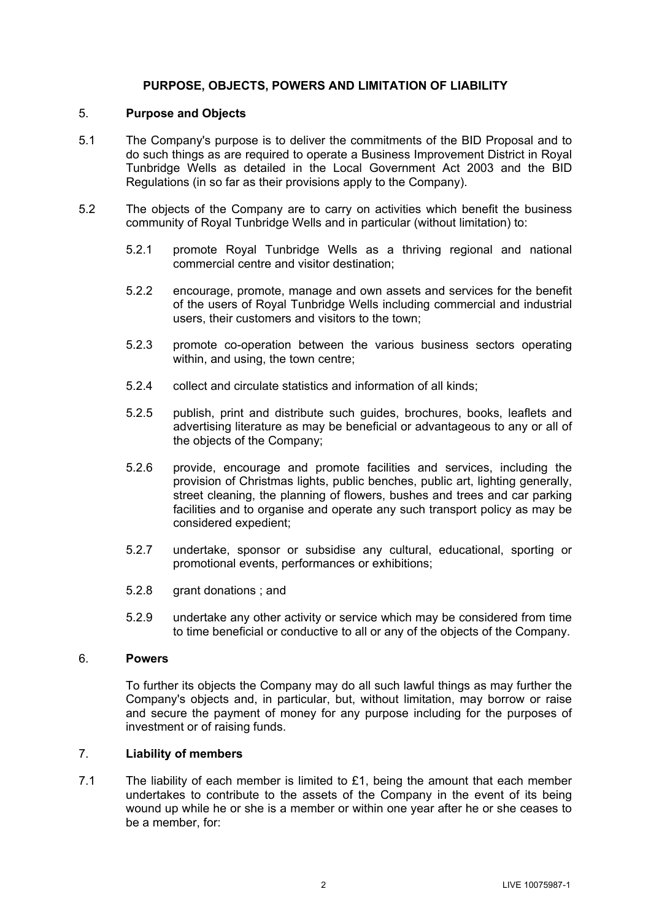## PURPOSE, OBJECTS, POWERS AND LIMITATION OF LIABILITY

### 5. Purpose and Objects

5.1 The Company's purpose is to deliver the commitments of the BID Proposal and to do such things as are required to operate a Business Improvement District in Royal Tunbridge Wells as detailed in the Local Government Act 2003 and the BID Regulations (in so far as their provisions apply to the Company).

5.2 The objects of the Company are to carry on activities which benefit the business community of Royal Tunbridge Wells and in particular (without limitation) to:

- 5.2.1 promote Royal Tunbridge Wells as a thriving regional and national commercial centre and visitor destination;
- 5.2.2 encourage, promote, manage and own assets and services for the benefit of the users of Royal Tunbridge Wells including commercial and industrial users, their customers and visitors to the town;
- 5.2.3 promote co-operation between the various business sectors operating within, and using, the town centre;
- 5.2.4 collect and circulate statistics and information of all kinds;
- 5.2.5 publish, print and distribute such guides, brochures, books, leaflets and advertising literature as may be beneficial or advantageous to any or all of the objects of the Company;
- 5.2.6 provide, encourage and promote facilities and services, including the provision of Christmas lights, public benches, public art, lighting generally, street cleaning, the planning of flowers, bushes and trees and car parking facilities and to organise and operate any such transport policy as may be considered expedient;
- 5.2.7 undertake, sponsor or subsidise any cultural, educational, sporting or promotional events, performances or exhibitions;
- 5.2.8 grant donations ; and
- 5.2.9 undertake any other activity or service which may be considered from time to time beneficial or conductive to all or any of the objects of the Company.

### 6. Powers

To further its objects the Company may do all such lawful things as may further the Company's objects and, in particular, but, without limitation, may borrow or raise and secure the payment of money for any purpose including for the purposes of investment or of raising funds.

### 7. Liability of members

7.1 The liability of each member is limited to £1, being the amount that each member undertakes to contribute to the assets of the Company in the event of its being wound up while he or she is a member or within one year after he or she ceases to be a member, for: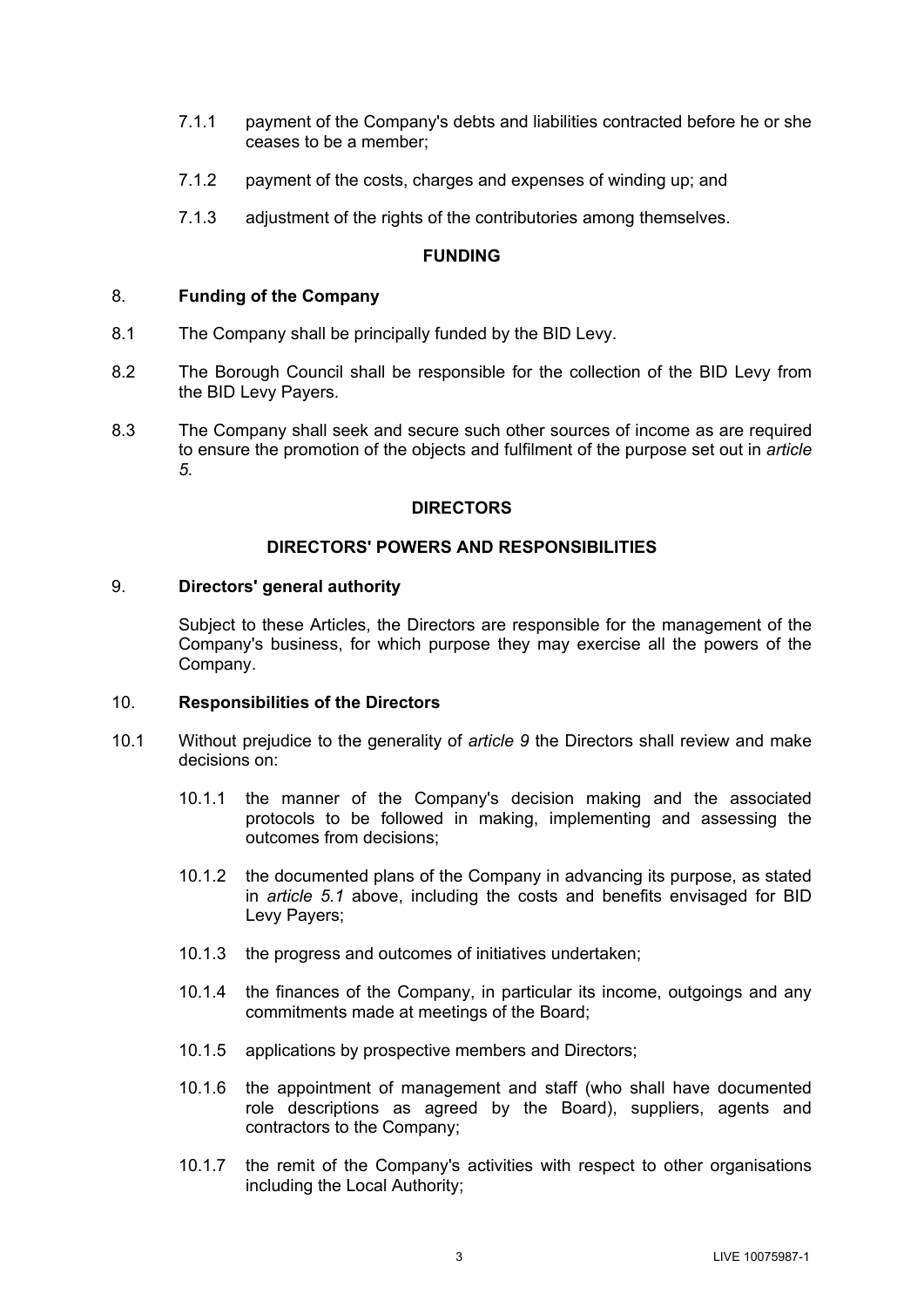7.1.1 payment of the Company's debts and liabilities contracted before he or she ceases to be a member;

7.1.2 payment of the costs, charges and expenses of winding up; and

7.1.3 adjustment of the rights of the contributories among themselves.

**FUNDING**

8. **Funding of the Company**

8.1 The Company shall be principally funded by the BID Levy.

8.2 The Borough Council shall be responsible for the collection of the BID Levy from the BID Levy Payers.

8.3 The Company shall seek and secure such other sources of income as are required to ensure the promotion of the objects and fulfilment of the purpose set out in *article 5.*

**DIRECTORS**

**DIRECTORS' POWERS AND RESPONSIBILITIES**

9. **Directors' general authority**

Subject to these Articles, the Directors are responsible for the management of the Company's business, for which purpose they may exercise all the powers of the Company.

10. **Responsibilities of the Directors**

10.1 Without prejudice to the generality of *article 9* the Directors shall review and make decisions on:

10.1.1 the manner of the Company's decision making and the associated protocols to be followed in making, implementing and assessing the outcomes from decisions;

10.1.2 the documented plans of the Company in advancing its purpose, as stated in *article 5.1* above, including the costs and benefits envisaged for BID Levy Payers;

10.1.3 the progress and outcomes of initiatives undertaken;

10.1.4 the finances of the Company, in particular its income, outgoings and any commitments made at meetings of the Board;

10.1.5 applications by prospective members and Directors;

10.1.6 the appointment of management and staff (who shall have documented role descriptions as agreed by the Board), suppliers, agents and contractors to the Company;

10.1.7 the remit of the Company's activities with respect to other organisations including the Local Authority;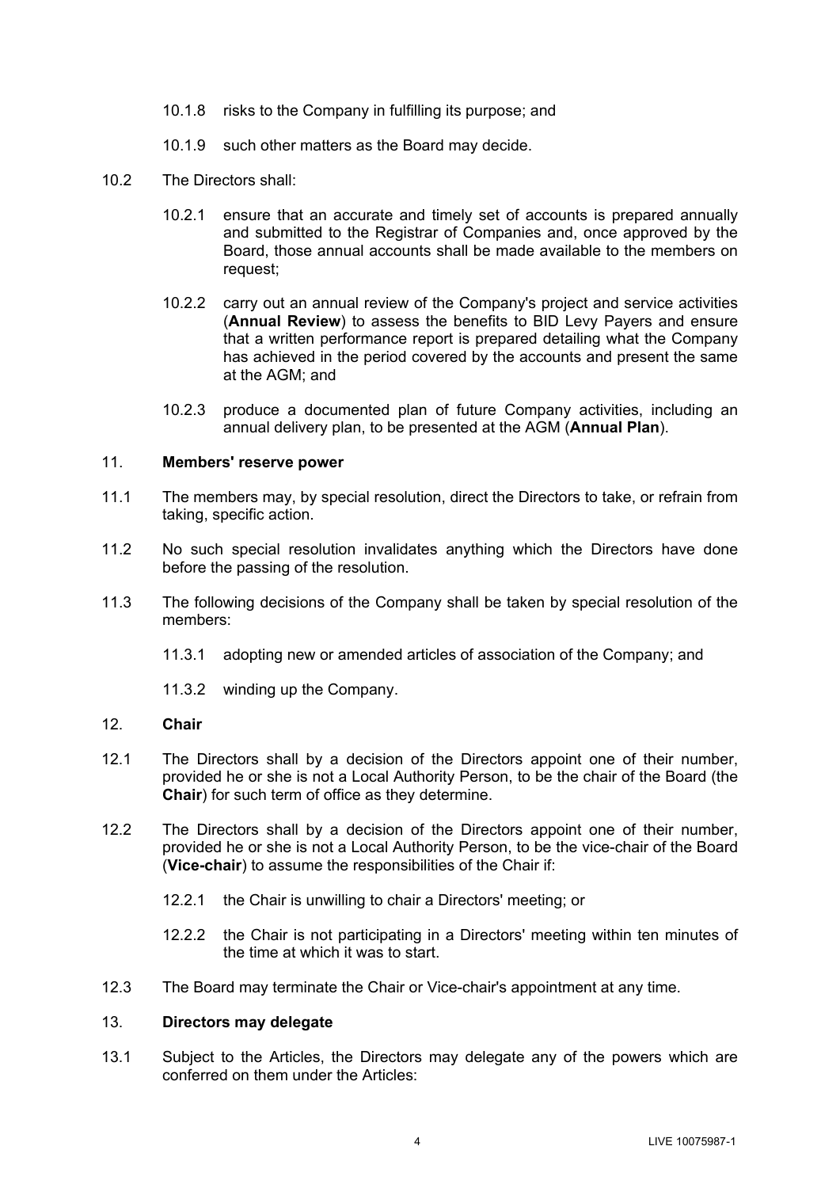10.1.8 risks to the Company in fulfilling its purpose; and

10.1.9 such other matters as the Board may decide.

10.2 The Directors shall:

10.2.1 ensure that an accurate and timely set of accounts is prepared annually and submitted to the Registrar of Companies and, once approved by the Board, those annual accounts shall be made available to the members on request;

10.2.2 carry out an annual review of the Company's project and service activities (**Annual Review**) to assess the benefits to BID Levy Payers and ensure that a written performance report is prepared detailing what the Company has achieved in the period covered by the accounts and present the same at the AGM; and

10.2.3 produce a documented plan of future Company activities, including an annual delivery plan, to be presented at the AGM (**Annual Plan**).

11. **Members' reserve power**

11.1 The members may, by special resolution, direct the Directors to take, or refrain from taking, specific action.

11.2 No such special resolution invalidates anything which the Directors have done before the passing of the resolution.

11.3 The following decisions of the Company shall be taken by special resolution of the members:

11.3.1 adopting new or amended articles of association of the Company; and

11.3.2 winding up the Company.

12. **Chair**

12.1 The Directors shall by a decision of the Directors appoint one of their number, provided he or she is not a Local Authority Person, to be the chair of the Board (the **Chair**) for such term of office as they determine.

12.2 The Directors shall by a decision of the Directors appoint one of their number, provided he or she is not a Local Authority Person, to be the vice-chair of the Board (**Vice-chair**) to assume the responsibilities of the Chair if:

12.2.1 the Chair is unwilling to chair a Directors' meeting; or

12.2.2 the Chair is not participating in a Directors' meeting within ten minutes of the time at which it was to start.

12.3 The Board may terminate the Chair or Vice-chair's appointment at any time.

13. **Directors may delegate**

13.1 Subject to the Articles, the Directors may delegate any of the powers which are conferred on them under the Articles: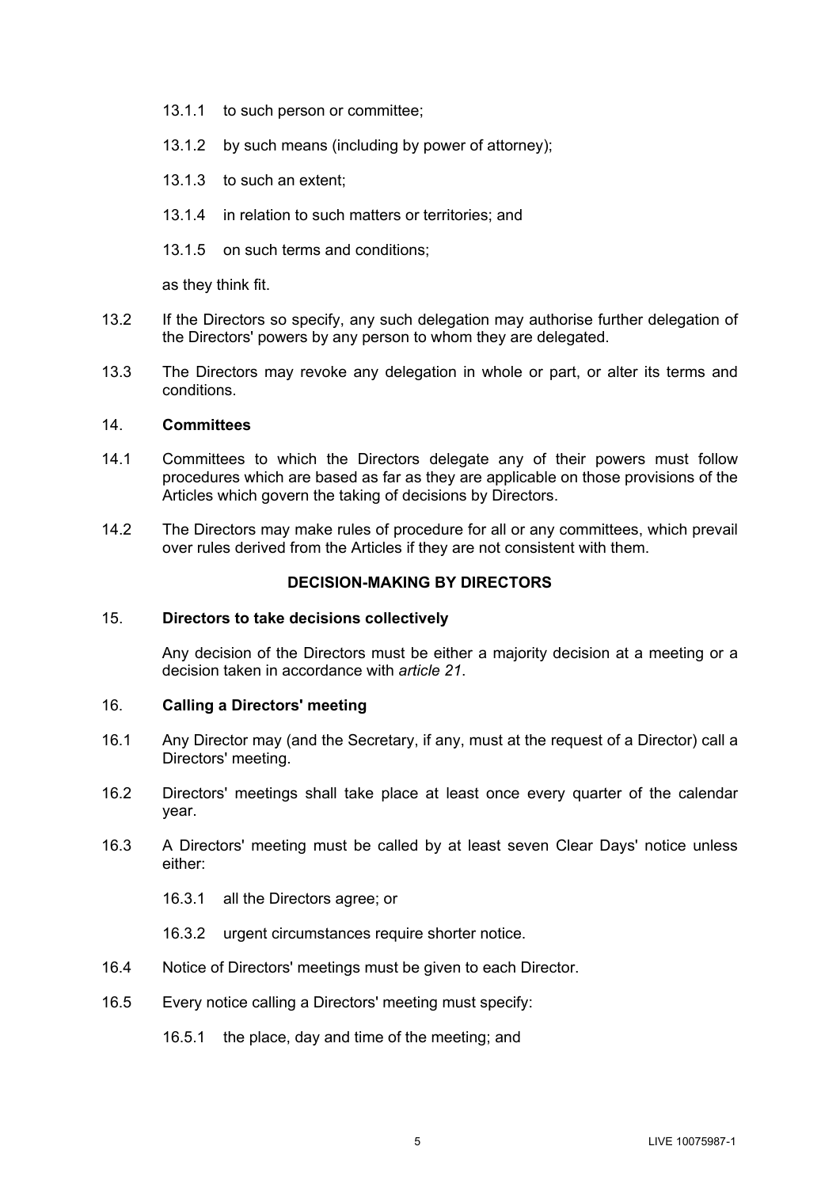13.1.1 to such person or committee;

13.1.2 by such means (including by power of attorney);

13.1.3 to such an extent;

13.1.4 in relation to such matters or territories; and

13.1.5 on such terms and conditions;

as they think fit.

13.2 If the Directors so specify, any such delegation may authorise further delegation of the Directors' powers by any person to whom they are delegated.

13.3 The Directors may revoke any delegation in whole or part, or alter its terms and conditions.

14. **Committees**

14.1 Committees to which the Directors delegate any of their powers must follow procedures which are based as far as they are applicable on those provisions of the Articles which govern the taking of decisions by Directors.

14.2 The Directors may make rules of procedure for all or any committees, which prevail over rules derived from the Articles if they are not consistent with them.

## DECISION-MAKING BY DIRECTORS

15. **Directors to take decisions collectively**

Any decision of the Directors must be either a majority decision at a meeting or a decision taken in accordance with *article 21*.

16. **Calling a Directors' meeting**

16.1 Any Director may (and the Secretary, if any, must at the request of a Director) call a Directors' meeting.

16.2 Directors' meetings shall take place at least once every quarter of the calendar year.

16.3 A Directors' meeting must be called by at least seven Clear Days' notice unless either:

16.3.1 all the Directors agree; or

16.3.2 urgent circumstances require shorter notice.

16.4 Notice of Directors' meetings must be given to each Director.

16.5 Every notice calling a Directors' meeting must specify:

16.5.1 the place, day and time of the meeting; and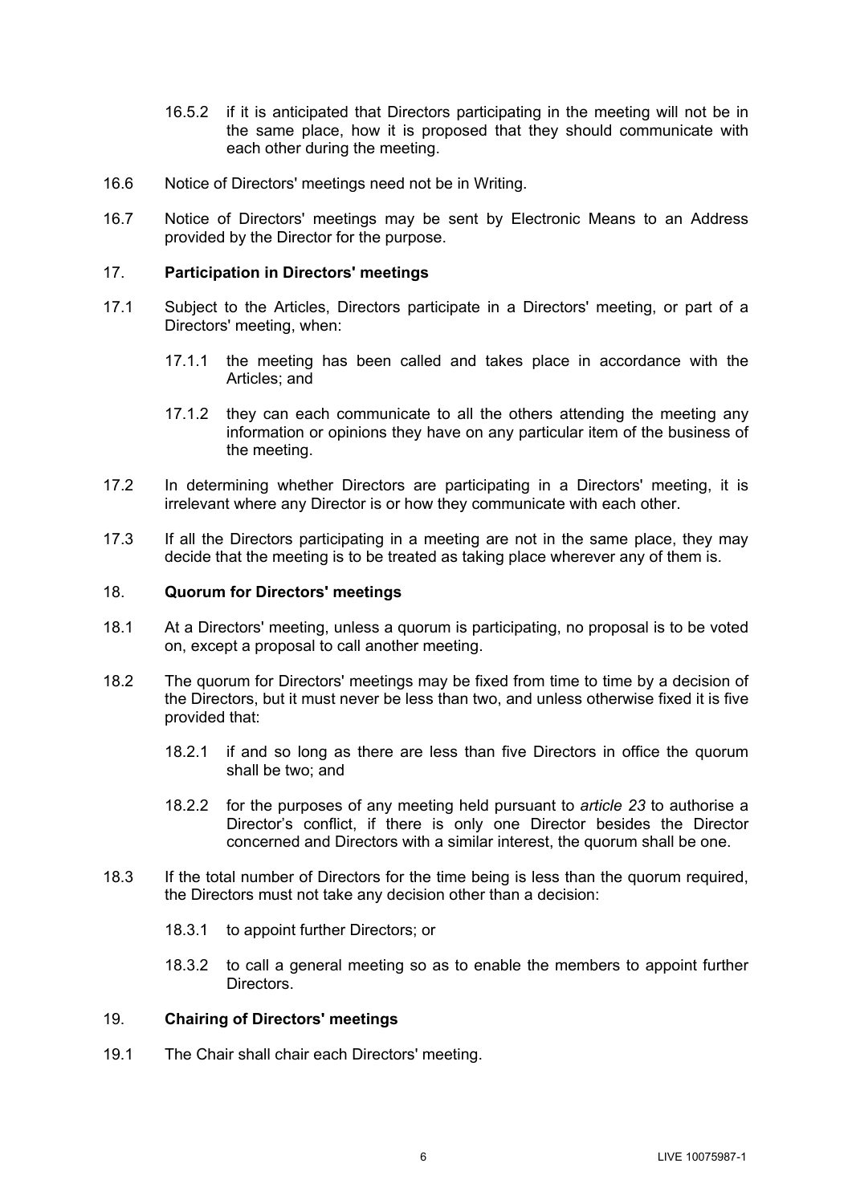16.5.2 if it is anticipated that Directors participating in the meeting will not be in the same place, how it is proposed that they should communicate with each other during the meeting.

16.6 Notice of Directors' meetings need not be in Writing.

16.7 Notice of Directors' meetings may be sent by Electronic Means to an Address provided by the Director for the purpose.

## 17. **Participation in Directors' meetings**

17.1 Subject to the Articles, Directors participate in a Directors' meeting, or part of a Directors' meeting, when:

17.1.1 the meeting has been called and takes place in accordance with the Articles; and

17.1.2 they can each communicate to all the others attending the meeting any information or opinions they have on any particular item of the business of the meeting.

17.2 In determining whether Directors are participating in a Directors' meeting, it is irrelevant where any Director is or how they communicate with each other.

17.3 If all the Directors participating in a meeting are not in the same place, they may decide that the meeting is to be treated as taking place wherever any of them is.

## 18. **Quorum for Directors' meetings**

18.1 At a Directors' meeting, unless a quorum is participating, no proposal is to be voted on, except a proposal to call another meeting.

18.2 The quorum for Directors' meetings may be fixed from time to time by a decision of the Directors, but it must never be less than two, and unless otherwise fixed it is five provided that:

18.2.1 if and so long as there are less than five Directors in office the quorum shall be two; and

18.2.2 for the purposes of any meeting held pursuant to *article 23* to authorise a Director's conflict, if there is only one Director besides the Director concerned and Directors with a similar interest, the quorum shall be one.

18.3 If the total number of Directors for the time being is less than the quorum required, the Directors must not take any decision other than a decision:

18.3.1 to appoint further Directors; or

18.3.2 to call a general meeting so as to enable the members to appoint further Directors.

## 19. **Chairing of Directors' meetings**

19.1 The Chair shall chair each Directors' meeting.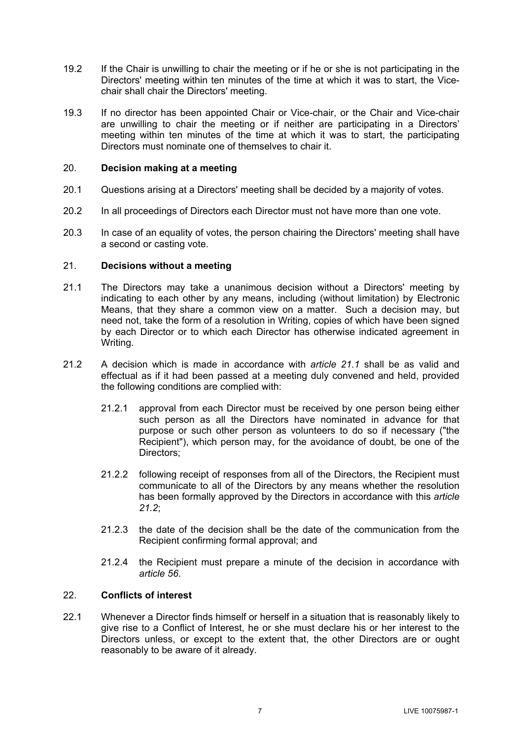19.2 If the Chair is unwilling to chair the meeting or if he or she is not participating in the Directors' meeting within ten minutes of the time at which it was to start, the Vice-chair shall chair the Directors' meeting.

19.3 If no director has been appointed Chair or Vice-chair, or the Chair and Vice-chair are unwilling to chair the meeting or if neither are participating in a Directors' meeting within ten minutes of the time at which it was to start, the participating Directors must nominate one of themselves to chair it.

## 20. **Decision making at a meeting**

20.1 Questions arising at a Directors' meeting shall be decided by a majority of votes.

20.2 In all proceedings of Directors each Director must not have more than one vote.

20.3 In case of an equality of votes, the person chairing the Directors' meeting shall have a second or casting vote.

## 21. **Decisions without a meeting**

21.1 The Directors may take a unanimous decision without a Directors' meeting by indicating to each other by any means, including (without limitation) by Electronic Means, that they share a common view on a matter. Such a decision may, but need not, take the form of a resolution in Writing, copies of which have been signed by each Director or to which each Director has otherwise indicated agreement in Writing.

21.2 A decision which is made in accordance with *article 21.1* shall be as valid and effectual as if it had been passed at a meeting duly convened and held, provided the following conditions are complied with:

21.2.1 approval from each Director must be received by one person being either such person as all the Directors have nominated in advance for that purpose or such other person as volunteers to do so if necessary ("the Recipient"), which person may, for the avoidance of doubt, be one of the Directors;

21.2.2 following receipt of responses from all of the Directors, the Recipient must communicate to all of the Directors by any means whether the resolution has been formally approved by the Directors in accordance with this *article 21.2*;

21.2.3 the date of the decision shall be the date of the communication from the Recipient confirming formal approval; and

21.2.4 the Recipient must prepare a minute of the decision in accordance with *article 56*.

## 22. **Conflicts of interest**

22.1 Whenever a Director finds himself or herself in a situation that is reasonably likely to give rise to a Conflict of Interest, he or she must declare his or her interest to the Directors unless, or except to the extent that, the other Directors are or ought reasonably to be aware of it already.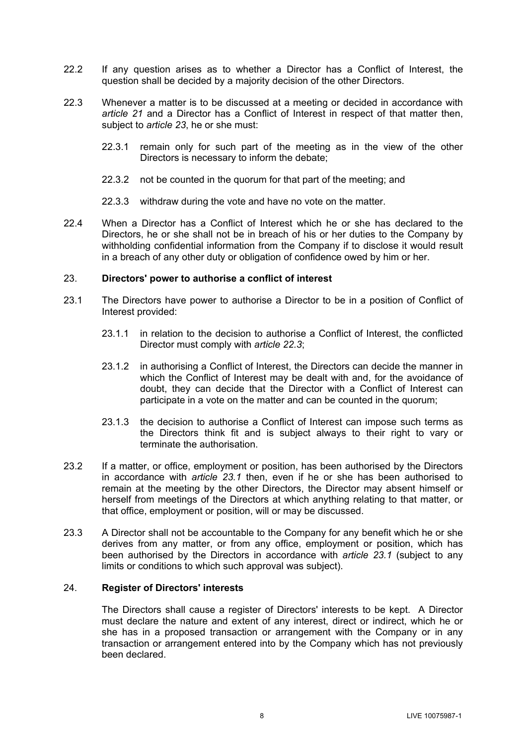22.2 If any question arises as to whether a Director has a Conflict of Interest, the question shall be decided by a majority decision of the other Directors.

22.3 Whenever a matter is to be discussed at a meeting or decided in accordance with *article 21* and a Director has a Conflict of Interest in respect of that matter then, subject to *article 23*, he or she must:

22.3.1 remain only for such part of the meeting as in the view of the other Directors is necessary to inform the debate;

22.3.2 not be counted in the quorum for that part of the meeting; and

22.3.3 withdraw during the vote and have no vote on the matter.

22.4 When a Director has a Conflict of Interest which he or she has declared to the Directors, he or she shall not be in breach of his or her duties to the Company by withholding confidential information from the Company if to disclose it would result in a breach of any other duty or obligation of confidence owed by him or her.

## 23. Directors' power to authorise a conflict of interest

23.1 The Directors have power to authorise a Director to be in a position of Conflict of Interest provided:

23.1.1 in relation to the decision to authorise a Conflict of Interest, the conflicted Director must comply with *article 22.3*;

23.1.2 in authorising a Conflict of Interest, the Directors can decide the manner in which the Conflict of Interest may be dealt with and, for the avoidance of doubt, they can decide that the Director with a Conflict of Interest can participate in a vote on the matter and can be counted in the quorum;

23.1.3 the decision to authorise a Conflict of Interest can impose such terms as the Directors think fit and is subject always to their right to vary or terminate the authorisation.

23.2 If a matter, or office, employment or position, has been authorised by the Directors in accordance with *article 23.1* then, even if he or she has been authorised to remain at the meeting by the other Directors, the Director may absent himself or herself from meetings of the Directors at which anything relating to that matter, or that office, employment or position, will or may be discussed.

23.3 A Director shall not be accountable to the Company for any benefit which he or she derives from any matter, or from any office, employment or position, which has been authorised by the Directors in accordance with *article 23.1* (subject to any limits or conditions to which such approval was subject).

## 24. Register of Directors' interests

The Directors shall cause a register of Directors' interests to be kept. A Director must declare the nature and extent of any interest, direct or indirect, which he or she has in a proposed transaction or arrangement with the Company or in any transaction or arrangement entered into by the Company which has not previously been declared.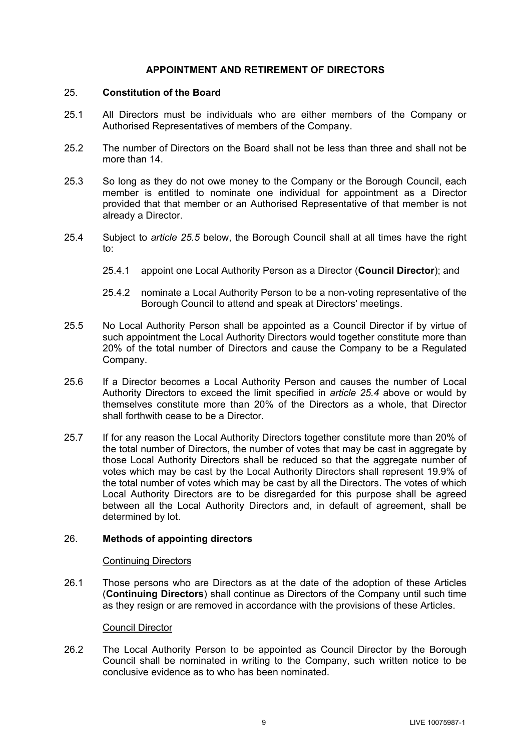## APPOINTMENT AND RETIREMENT OF DIRECTORS

### 25. Constitution of the Board

25.1 All Directors must be individuals who are either members of the Company or Authorised Representatives of members of the Company.

25.2 The number of Directors on the Board shall not be less than three and shall not be more than 14.

25.3 So long as they do not owe money to the Company or the Borough Council, each member is entitled to nominate one individual for appointment as a Director provided that that member or an Authorised Representative of that member is not already a Director.

25.4 Subject to *article 25.5* below, the Borough Council shall at all times have the right to:

25.4.1 appoint one Local Authority Person as a Director (**Council Director**); and

25.4.2 nominate a Local Authority Person to be a non-voting representative of the Borough Council to attend and speak at Directors' meetings.

25.5 No Local Authority Person shall be appointed as a Council Director if by virtue of such appointment the Local Authority Directors would together constitute more than 20% of the total number of Directors and cause the Company to be a Regulated Company.

25.6 If a Director becomes a Local Authority Person and causes the number of Local Authority Directors to exceed the limit specified in *article 25.4* above or would by themselves constitute more than 20% of the Directors as a whole, that Director shall forthwith cease to be a Director.

25.7 If for any reason the Local Authority Directors together constitute more than 20% of the total number of Directors, the number of votes that may be cast in aggregate by those Local Authority Directors shall be reduced so that the aggregate number of votes which may be cast by the Local Authority Directors shall represent 19.9% of the total number of votes which may be cast by all the Directors. The votes of which Local Authority Directors are to be disregarded for this purpose shall be agreed between all the Local Authority Directors and, in default of agreement, shall be determined by lot.

### 26. Methods of appointing directors

Continuing Directors

26.1 Those persons who are Directors as at the date of the adoption of these Articles (**Continuing Directors**) shall continue as Directors of the Company until such time as they resign or are removed in accordance with the provisions of these Articles.

Council Director

26.2 The Local Authority Person to be appointed as Council Director by the Borough Council shall be nominated in writing to the Company, such written notice to be conclusive evidence as to who has been nominated.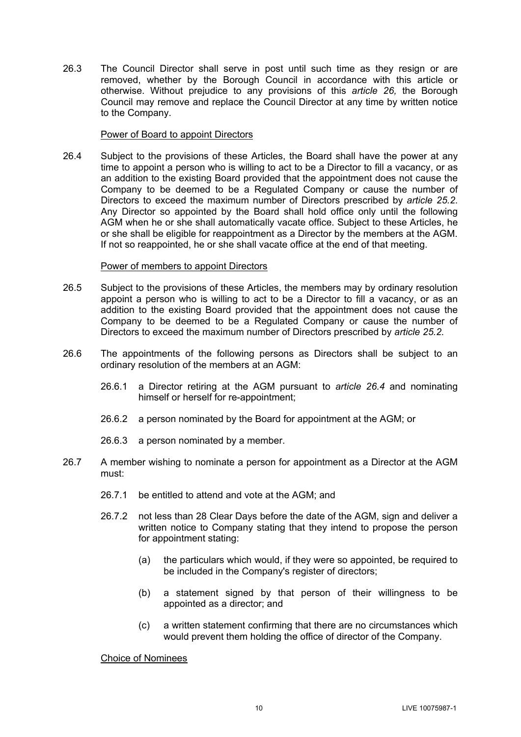26.3 The Council Director shall serve in post until such time as they resign or are removed, whether by the Borough Council in accordance with this article or otherwise. Without prejudice to any provisions of this *article 26,* the Borough Council may remove and replace the Council Director at any time by written notice to the Company.

<u>Power of Board to appoint Directors</u>

26.4 Subject to the provisions of these Articles, the Board shall have the power at any time to appoint a person who is willing to act to be a Director to fill a vacancy, or as an addition to the existing Board provided that the appointment does not cause the Company to be deemed to be a Regulated Company or cause the number of Directors to exceed the maximum number of Directors prescribed by *article 25.2*. Any Director so appointed by the Board shall hold office only until the following AGM when he or she shall automatically vacate office. Subject to these Articles, he or she shall be eligible for reappointment as a Director by the members at the AGM. If not so reappointed, he or she shall vacate office at the end of that meeting.

<u>Power of members to appoint Directors</u>

26.5 Subject to the provisions of these Articles, the members may by ordinary resolution appoint a person who is willing to act to be a Director to fill a vacancy, or as an addition to the existing Board provided that the appointment does not cause the Company to be deemed to be a Regulated Company or cause the number of Directors to exceed the maximum number of Directors prescribed by *article 25.2.*

26.6 The appointments of the following persons as Directors shall be subject to an ordinary resolution of the members at an AGM:

26.6.1 a Director retiring at the AGM pursuant to *article 26.4* and nominating himself or herself for re-appointment;

26.6.2 a person nominated by the Board for appointment at the AGM; or

26.6.3 a person nominated by a member.

26.7 A member wishing to nominate a person for appointment as a Director at the AGM must:

26.7.1 be entitled to attend and vote at the AGM; and

26.7.2 not less than 28 Clear Days before the date of the AGM, sign and deliver a written notice to Company stating that they intend to propose the person for appointment stating:

(a) the particulars which would, if they were so appointed, be required to be included in the Company's register of directors;

(b) a statement signed by that person of their willingness to be appointed as a director; and

(c) a written statement confirming that there are no circumstances which would prevent them holding the office of director of the Company.

<u>Choice of Nominees</u>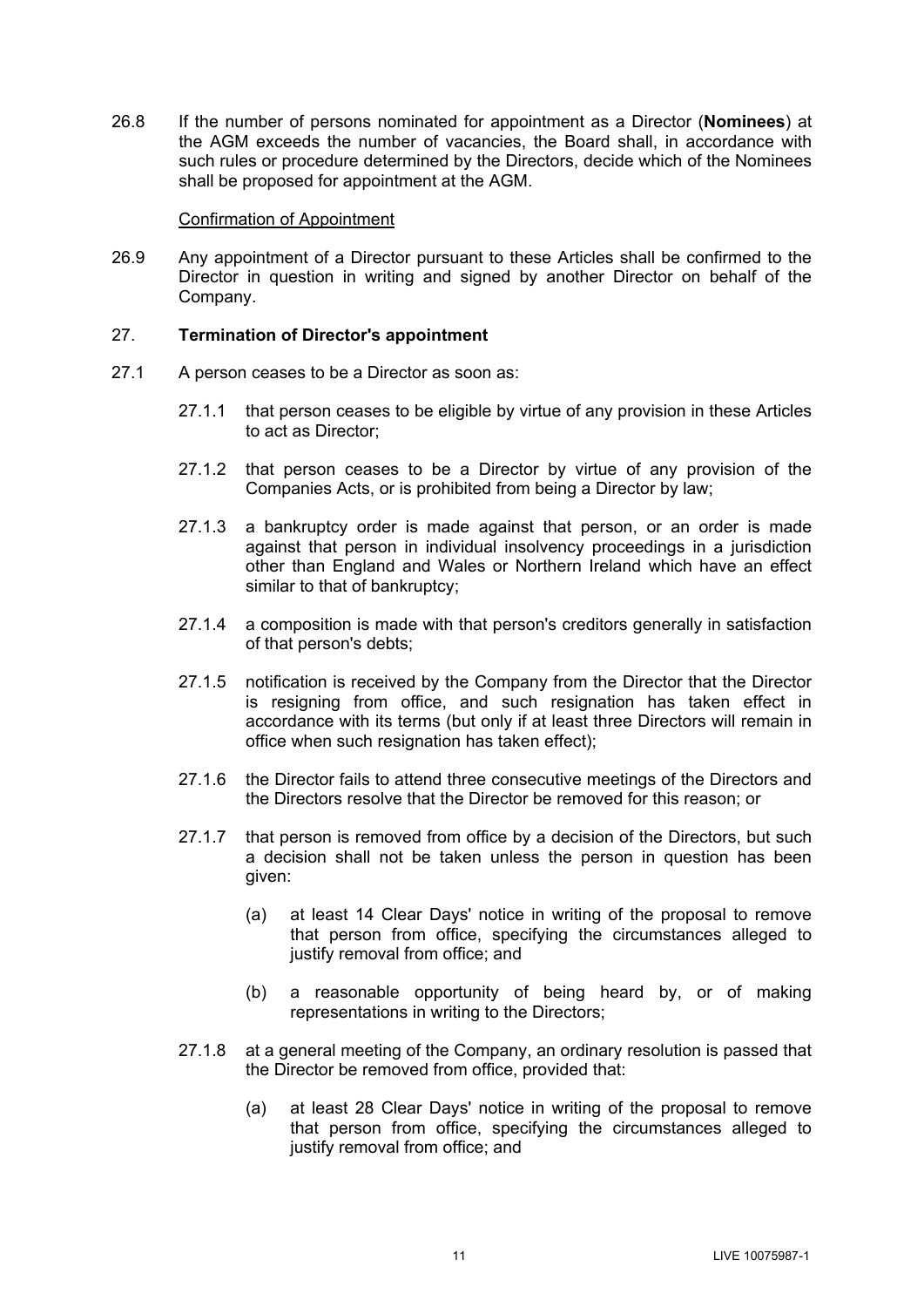26.8 If the number of persons nominated for appointment as a Director (**Nominees**) at the AGM exceeds the number of vacancies, the Board shall, in accordance with such rules or procedure determined by the Directors, decide which of the Nominees shall be proposed for appointment at the AGM.

Confirmation of Appointment

26.9 Any appointment of a Director pursuant to these Articles shall be confirmed to the Director in question in writing and signed by another Director on behalf of the Company.

27. **Termination of Director's appointment**

27.1 A person ceases to be a Director as soon as:

27.1.1 that person ceases to be eligible by virtue of any provision in these Articles to act as Director;

27.1.2 that person ceases to be a Director by virtue of any provision of the Companies Acts, or is prohibited from being a Director by law;

27.1.3 a bankruptcy order is made against that person, or an order is made against that person in individual insolvency proceedings in a jurisdiction other than England and Wales or Northern Ireland which have an effect similar to that of bankruptcy;

27.1.4 a composition is made with that person's creditors generally in satisfaction of that person's debts;

27.1.5 notification is received by the Company from the Director that the Director is resigning from office, and such resignation has taken effect in accordance with its terms (but only if at least three Directors will remain in office when such resignation has taken effect);

27.1.6 the Director fails to attend three consecutive meetings of the Directors and the Directors resolve that the Director be removed for this reason; or

27.1.7 that person is removed from office by a decision of the Directors, but such a decision shall not be taken unless the person in question has been given:

(a) at least 14 Clear Days' notice in writing of the proposal to remove that person from office, specifying the circumstances alleged to justify removal from office; and

(b) a reasonable opportunity of being heard by, or of making representations in writing to the Directors;

27.1.8 at a general meeting of the Company, an ordinary resolution is passed that the Director be removed from office, provided that:

(a) at least 28 Clear Days' notice in writing of the proposal to remove that person from office, specifying the circumstances alleged to justify removal from office; and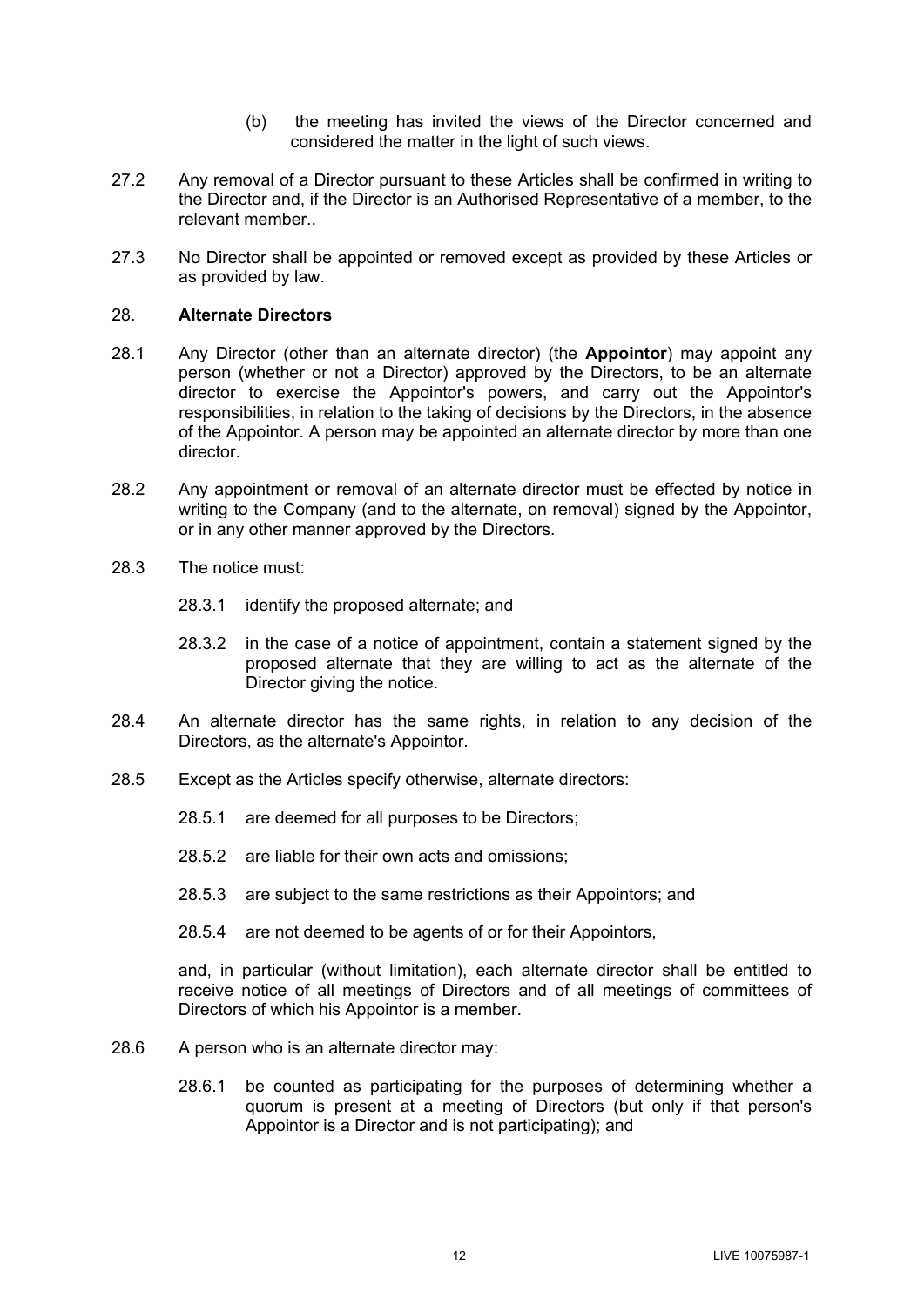(b) the meeting has invited the views of the Director concerned and considered the matter in the light of such views.

27.2 Any removal of a Director pursuant to these Articles shall be confirmed in writing to the Director and, if the Director is an Authorised Representative of a member, to the relevant member..

27.3 No Director shall be appointed or removed except as provided by these Articles or as provided by law.

## 28. **Alternate Directors**

28.1 Any Director (other than an alternate director) (the **Appointor**) may appoint any person (whether or not a Director) approved by the Directors, to be an alternate director to exercise the Appointor's powers, and carry out the Appointor's responsibilities, in relation to the taking of decisions by the Directors, in the absence of the Appointor. A person may be appointed an alternate director by more than one director.

28.2 Any appointment or removal of an alternate director must be effected by notice in writing to the Company (and to the alternate, on removal) signed by the Appointor, or in any other manner approved by the Directors.

28.3 The notice must:

28.3.1 identify the proposed alternate; and

28.3.2 in the case of a notice of appointment, contain a statement signed by the proposed alternate that they are willing to act as the alternate of the Director giving the notice.

28.4 An alternate director has the same rights, in relation to any decision of the Directors, as the alternate's Appointor.

28.5 Except as the Articles specify otherwise, alternate directors:

28.5.1 are deemed for all purposes to be Directors;

28.5.2 are liable for their own acts and omissions;

28.5.3 are subject to the same restrictions as their Appointors; and

28.5.4 are not deemed to be agents of or for their Appointors,

and, in particular (without limitation), each alternate director shall be entitled to receive notice of all meetings of Directors and of all meetings of committees of Directors of which his Appointor is a member.

28.6 A person who is an alternate director may:

28.6.1 be counted as participating for the purposes of determining whether a quorum is present at a meeting of Directors (but only if that person's Appointor is a Director and is not participating); and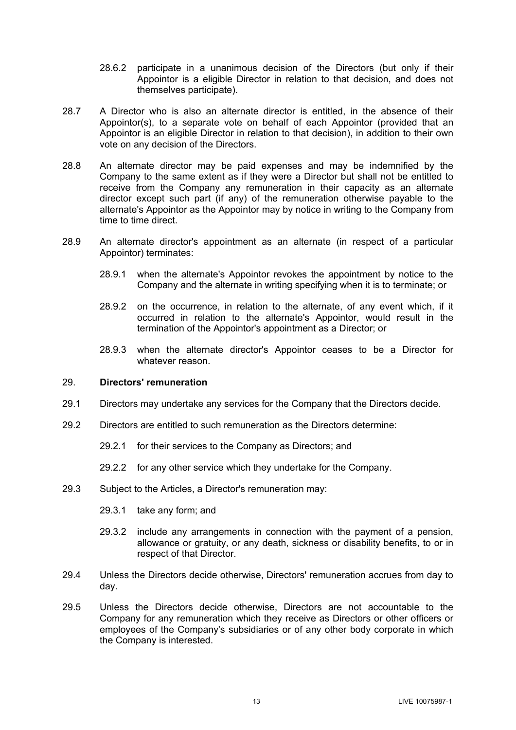28.6.2 participate in a unanimous decision of the Directors (but only if their Appointor is a eligible Director in relation to that decision, and does not themselves participate).

28.7 A Director who is also an alternate director is entitled, in the absence of their Appointor(s), to a separate vote on behalf of each Appointor (provided that an Appointor is an eligible Director in relation to that decision), in addition to their own vote on any decision of the Directors.

28.8 An alternate director may be paid expenses and may be indemnified by the Company to the same extent as if they were a Director but shall not be entitled to receive from the Company any remuneration in their capacity as an alternate director except such part (if any) of the remuneration otherwise payable to the alternate's Appointor as the Appointor may by notice in writing to the Company from time to time direct.

28.9 An alternate director's appointment as an alternate (in respect of a particular Appointor) terminates:

28.9.1 when the alternate's Appointor revokes the appointment by notice to the Company and the alternate in writing specifying when it is to terminate; or

28.9.2 on the occurrence, in relation to the alternate, of any event which, if it occurred in relation to the alternate's Appointor, would result in the termination of the Appointor's appointment as a Director; or

28.9.3 when the alternate director's Appointor ceases to be a Director for whatever reason.

## 29. **Directors' remuneration**

29.1 Directors may undertake any services for the Company that the Directors decide.

29.2 Directors are entitled to such remuneration as the Directors determine:

29.2.1 for their services to the Company as Directors; and

29.2.2 for any other service which they undertake for the Company.

29.3 Subject to the Articles, a Director's remuneration may:

29.3.1 take any form; and

29.3.2 include any arrangements in connection with the payment of a pension, allowance or gratuity, or any death, sickness or disability benefits, to or in respect of that Director.

29.4 Unless the Directors decide otherwise, Directors' remuneration accrues from day to day.

29.5 Unless the Directors decide otherwise, Directors are not accountable to the Company for any remuneration which they receive as Directors or other officers or employees of the Company's subsidiaries or of any other body corporate in which the Company is interested.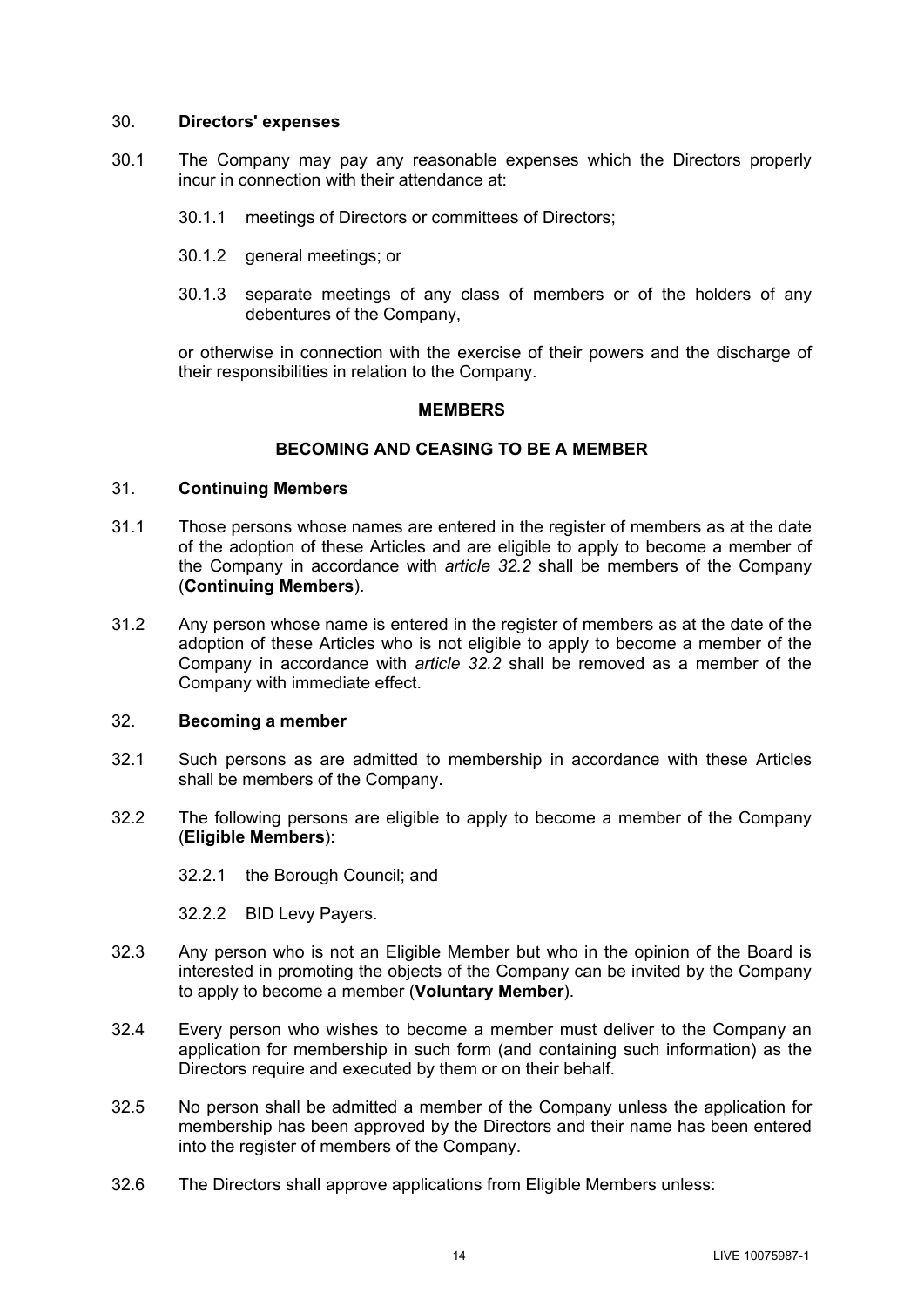### 30. **Directors' expenses**

30.1 The Company may pay any reasonable expenses which the Directors properly incur in connection with their attendance at:

30.1.1 meetings of Directors or committees of Directors;

30.1.2 general meetings; or

30.1.3 separate meetings of any class of members or of the holders of any debentures of the Company,

or otherwise in connection with the exercise of their powers and the discharge of their responsibilities in relation to the Company.

## MEMBERS

## BECOMING AND CEASING TO BE A MEMBER

### 31. **Continuing Members**

31.1 Those persons whose names are entered in the register of members as at the date of the adoption of these Articles and are eligible to apply to become a member of the Company in accordance with *article 32.2* shall be members of the Company (**Continuing Members**).

31.2 Any person whose name is entered in the register of members as at the date of the adoption of these Articles who is not eligible to apply to become a member of the Company in accordance with *article 32.2* shall be removed as a member of the Company with immediate effect.

### 32. **Becoming a member**

32.1 Such persons as are admitted to membership in accordance with these Articles shall be members of the Company.

32.2 The following persons are eligible to apply to become a member of the Company (**Eligible Members**):

32.2.1 the Borough Council; and

32.2.2 BID Levy Payers.

32.3 Any person who is not an Eligible Member but who in the opinion of the Board is interested in promoting the objects of the Company can be invited by the Company to apply to become a member (**Voluntary Member**).

32.4 Every person who wishes to become a member must deliver to the Company an application for membership in such form (and containing such information) as the Directors require and executed by them or on their behalf.

32.5 No person shall be admitted a member of the Company unless the application for membership has been approved by the Directors and their name has been entered into the register of members of the Company.

32.6 The Directors shall approve applications from Eligible Members unless: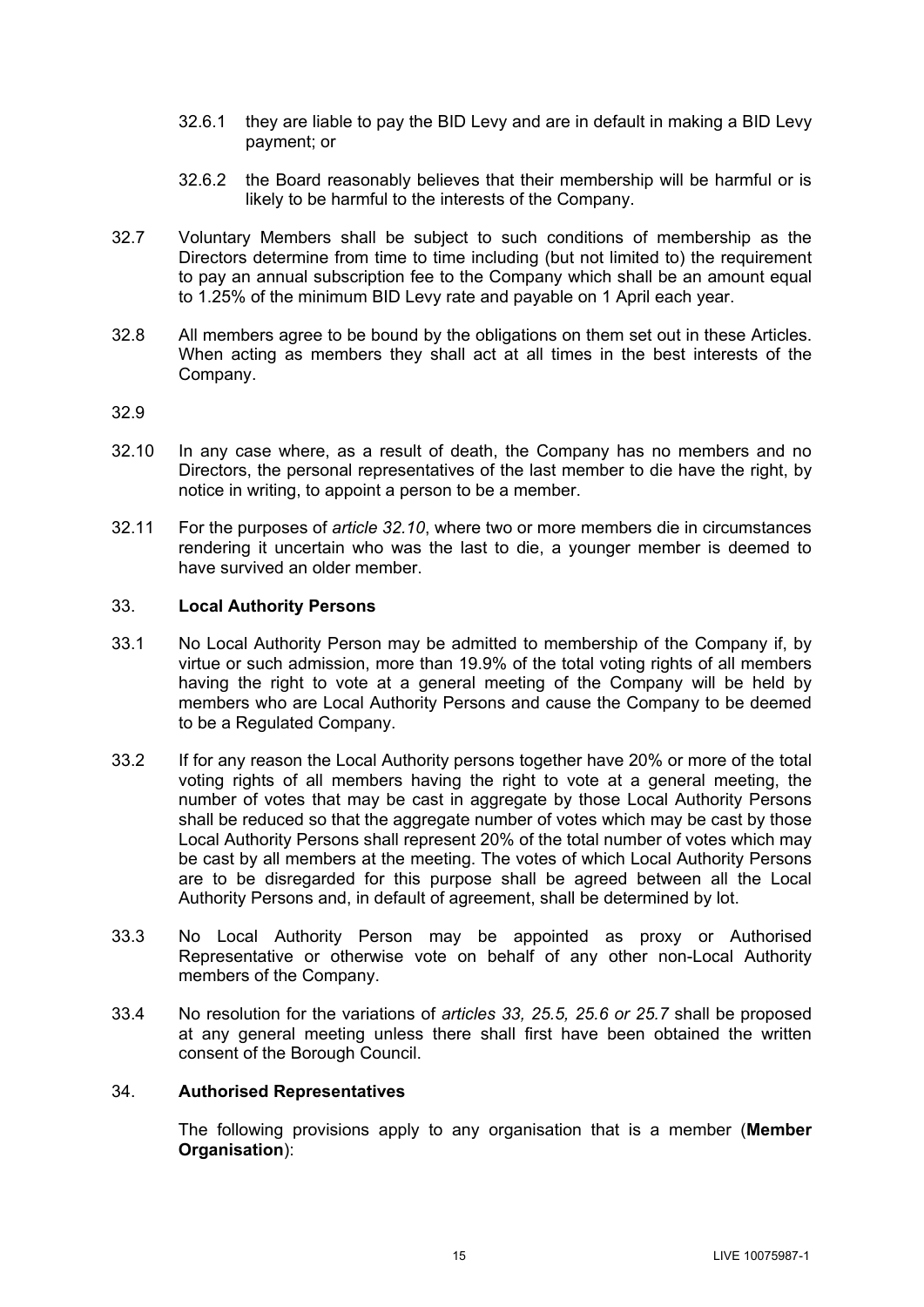32.6.1 they are liable to pay the BID Levy and are in default in making a BID Levy payment; or

32.6.2 the Board reasonably believes that their membership will be harmful or is likely to be harmful to the interests of the Company.

32.7 Voluntary Members shall be subject to such conditions of membership as the Directors determine from time to time including (but not limited to) the requirement to pay an annual subscription fee to the Company which shall be an amount equal to 1.25% of the minimum BID Levy rate and payable on 1 April each year.

32.8 All members agree to be bound by the obligations on them set out in these Articles. When acting as members they shall act at all times in the best interests of the Company.

32.9

32.10 In any case where, as a result of death, the Company has no members and no Directors, the personal representatives of the last member to die have the right, by notice in writing, to appoint a person to be a member.

32.11 For the purposes of *article 32.10*, where two or more members die in circumstances rendering it uncertain who was the last to die, a younger member is deemed to have survived an older member.

33. **Local Authority Persons**

33.1 No Local Authority Person may be admitted to membership of the Company if, by virtue or such admission, more than 19.9% of the total voting rights of all members having the right to vote at a general meeting of the Company will be held by members who are Local Authority Persons and cause the Company to be deemed to be a Regulated Company.

33.2 If for any reason the Local Authority persons together have 20% or more of the total voting rights of all members having the right to vote at a general meeting, the number of votes that may be cast in aggregate by those Local Authority Persons shall be reduced so that the aggregate number of votes which may be cast by those Local Authority Persons shall represent 20% of the total number of votes which may be cast by all members at the meeting. The votes of which Local Authority Persons are to be disregarded for this purpose shall be agreed between all the Local Authority Persons and, in default of agreement, shall be determined by lot.

33.3 No Local Authority Person may be appointed as proxy or Authorised Representative or otherwise vote on behalf of any other non-Local Authority members of the Company.

33.4 No resolution for the variations of *articles 33, 25.5, 25.6 or 25.7* shall be proposed at any general meeting unless there shall first have been obtained the written consent of the Borough Council.

34. **Authorised Representatives**

The following provisions apply to any organisation that is a member (**Member Organisation**):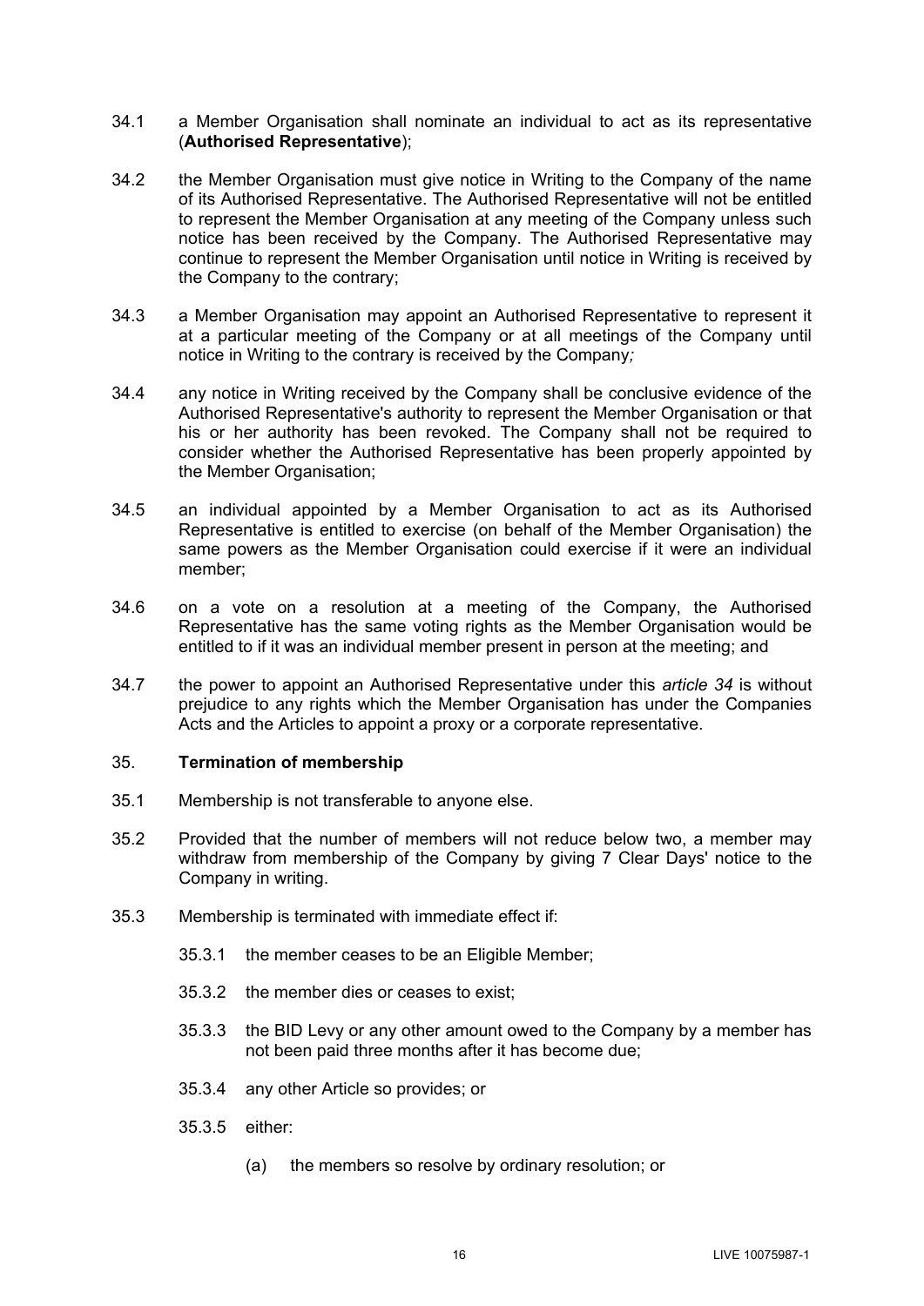34.1 a Member Organisation shall nominate an individual to act as its representative (**Authorised Representative**);

34.2 the Member Organisation must give notice in Writing to the Company of the name of its Authorised Representative. The Authorised Representative will not be entitled to represent the Member Organisation at any meeting of the Company unless such notice has been received by the Company. The Authorised Representative may continue to represent the Member Organisation until notice in Writing is received by the Company to the contrary;

34.3 a Member Organisation may appoint an Authorised Representative to represent it at a particular meeting of the Company or at all meetings of the Company until notice in Writing to the contrary is received by the Company*;*

34.4 any notice in Writing received by the Company shall be conclusive evidence of the Authorised Representative's authority to represent the Member Organisation or that his or her authority has been revoked. The Company shall not be required to consider whether the Authorised Representative has been properly appointed by the Member Organisation;

34.5 an individual appointed by a Member Organisation to act as its Authorised Representative is entitled to exercise (on behalf of the Member Organisation) the same powers as the Member Organisation could exercise if it were an individual member;

34.6 on a vote on a resolution at a meeting of the Company, the Authorised Representative has the same voting rights as the Member Organisation would be entitled to if it was an individual member present in person at the meeting; and

34.7 the power to appoint an Authorised Representative under this *article 34* is without prejudice to any rights which the Member Organisation has under the Companies Acts and the Articles to appoint a proxy or a corporate representative.

## 35. **Termination of membership**

35.1 Membership is not transferable to anyone else.

35.2 Provided that the number of members will not reduce below two, a member may withdraw from membership of the Company by giving 7 Clear Days' notice to the Company in writing.

35.3 Membership is terminated with immediate effect if:

35.3.1 the member ceases to be an Eligible Member;

35.3.2 the member dies or ceases to exist;

35.3.3 the BID Levy or any other amount owed to the Company by a member has not been paid three months after it has become due;

35.3.4 any other Article so provides; or

35.3.5 either:

(a) the members so resolve by ordinary resolution; or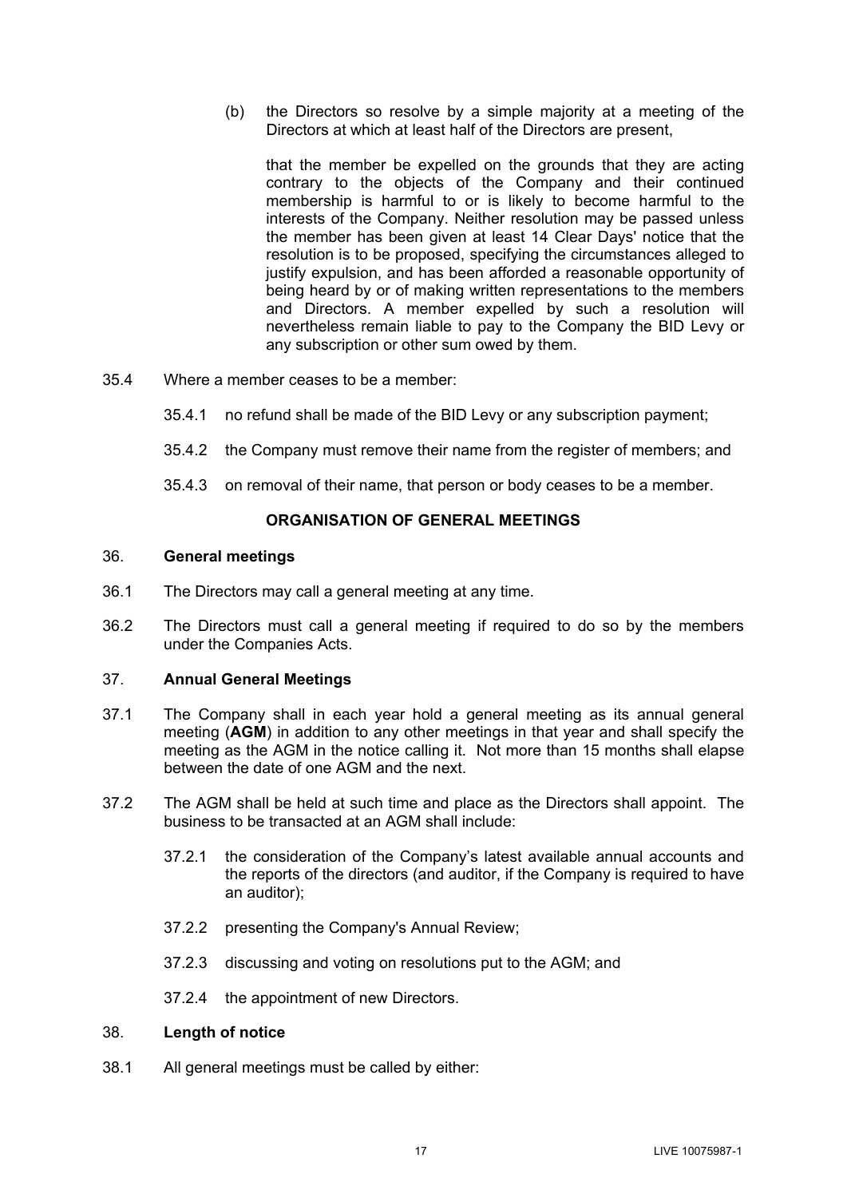(b) the Directors so resolve by a simple majority at a meeting of the Directors at which at least half of the Directors are present,

that the member be expelled on the grounds that they are acting contrary to the objects of the Company and their continued membership is harmful to or is likely to become harmful to the interests of the Company. Neither resolution may be passed unless the member has been given at least 14 Clear Days' notice that the resolution is to be proposed, specifying the circumstances alleged to justify expulsion, and has been afforded a reasonable opportunity of being heard by or of making written representations to the members and Directors. A member expelled by such a resolution will nevertheless remain liable to pay to the Company the BID Levy or any subscription or other sum owed by them.

35.4 Where a member ceases to be a member:

35.4.1 no refund shall be made of the BID Levy or any subscription payment;

35.4.2 the Company must remove their name from the register of members; and

35.4.3 on removal of their name, that person or body ceases to be a member.

## ORGANISATION OF GENERAL MEETINGS

### 36. General meetings

36.1 The Directors may call a general meeting at any time.

36.2 The Directors must call a general meeting if required to do so by the members under the Companies Acts.

### 37. Annual General Meetings

37.1 The Company shall in each year hold a general meeting as its annual general meeting (**AGM**) in addition to any other meetings in that year and shall specify the meeting as the AGM in the notice calling it. Not more than 15 months shall elapse between the date of one AGM and the next.

37.2 The AGM shall be held at such time and place as the Directors shall appoint. The business to be transacted at an AGM shall include:

37.2.1 the consideration of the Company's latest available annual accounts and the reports of the directors (and auditor, if the Company is required to have an auditor);

37.2.2 presenting the Company's Annual Review;

37.2.3 discussing and voting on resolutions put to the AGM; and

37.2.4 the appointment of new Directors.

### 38. Length of notice

38.1 All general meetings must be called by either: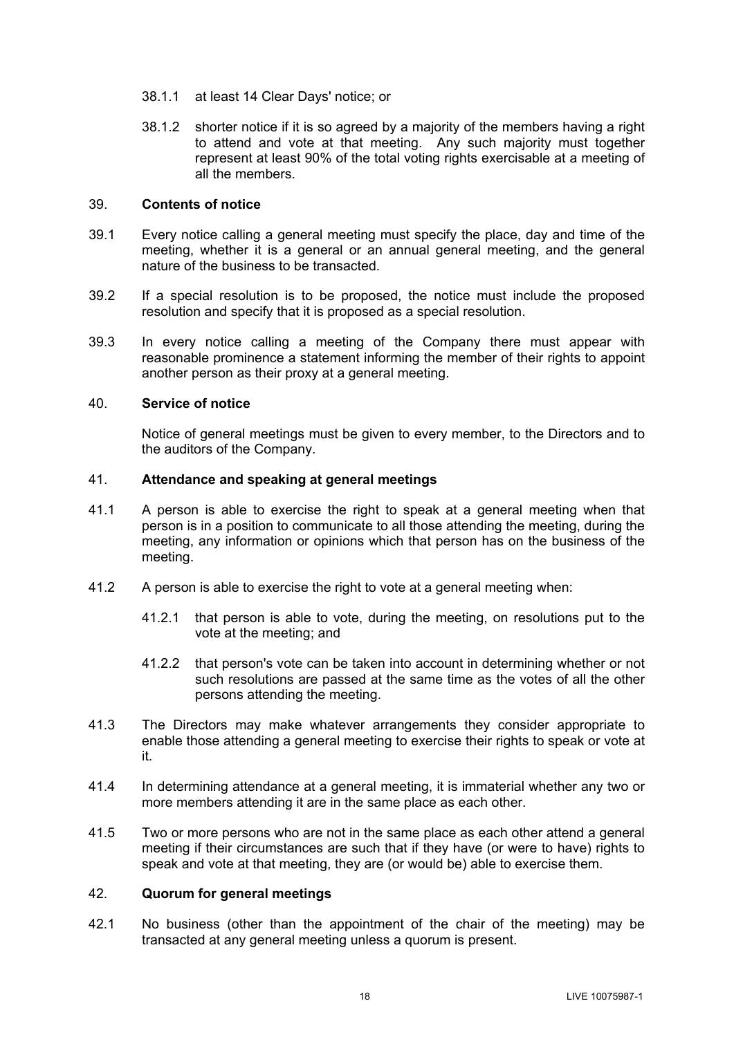38.1.1 at least 14 Clear Days' notice; or

38.1.2 shorter notice if it is so agreed by a majority of the members having a right to attend and vote at that meeting. Any such majority must together represent at least 90% of the total voting rights exercisable at a meeting of all the members.

## 39. Contents of notice

39.1 Every notice calling a general meeting must specify the place, day and time of the meeting, whether it is a general or an annual general meeting, and the general nature of the business to be transacted.

39.2 If a special resolution is to be proposed, the notice must include the proposed resolution and specify that it is proposed as a special resolution.

39.3 In every notice calling a meeting of the Company there must appear with reasonable prominence a statement informing the member of their rights to appoint another person as their proxy at a general meeting.

## 40. Service of notice

Notice of general meetings must be given to every member, to the Directors and to the auditors of the Company.

## 41. Attendance and speaking at general meetings

41.1 A person is able to exercise the right to speak at a general meeting when that person is in a position to communicate to all those attending the meeting, during the meeting, any information or opinions which that person has on the business of the meeting.

41.2 A person is able to exercise the right to vote at a general meeting when:

41.2.1 that person is able to vote, during the meeting, on resolutions put to the vote at the meeting; and

41.2.2 that person's vote can be taken into account in determining whether or not such resolutions are passed at the same time as the votes of all the other persons attending the meeting.

41.3 The Directors may make whatever arrangements they consider appropriate to enable those attending a general meeting to exercise their rights to speak or vote at it.

41.4 In determining attendance at a general meeting, it is immaterial whether any two or more members attending it are in the same place as each other.

41.5 Two or more persons who are not in the same place as each other attend a general meeting if their circumstances are such that if they have (or were to have) rights to speak and vote at that meeting, they are (or would be) able to exercise them.

## 42. Quorum for general meetings

42.1 No business (other than the appointment of the chair of the meeting) may be transacted at any general meeting unless a quorum is present.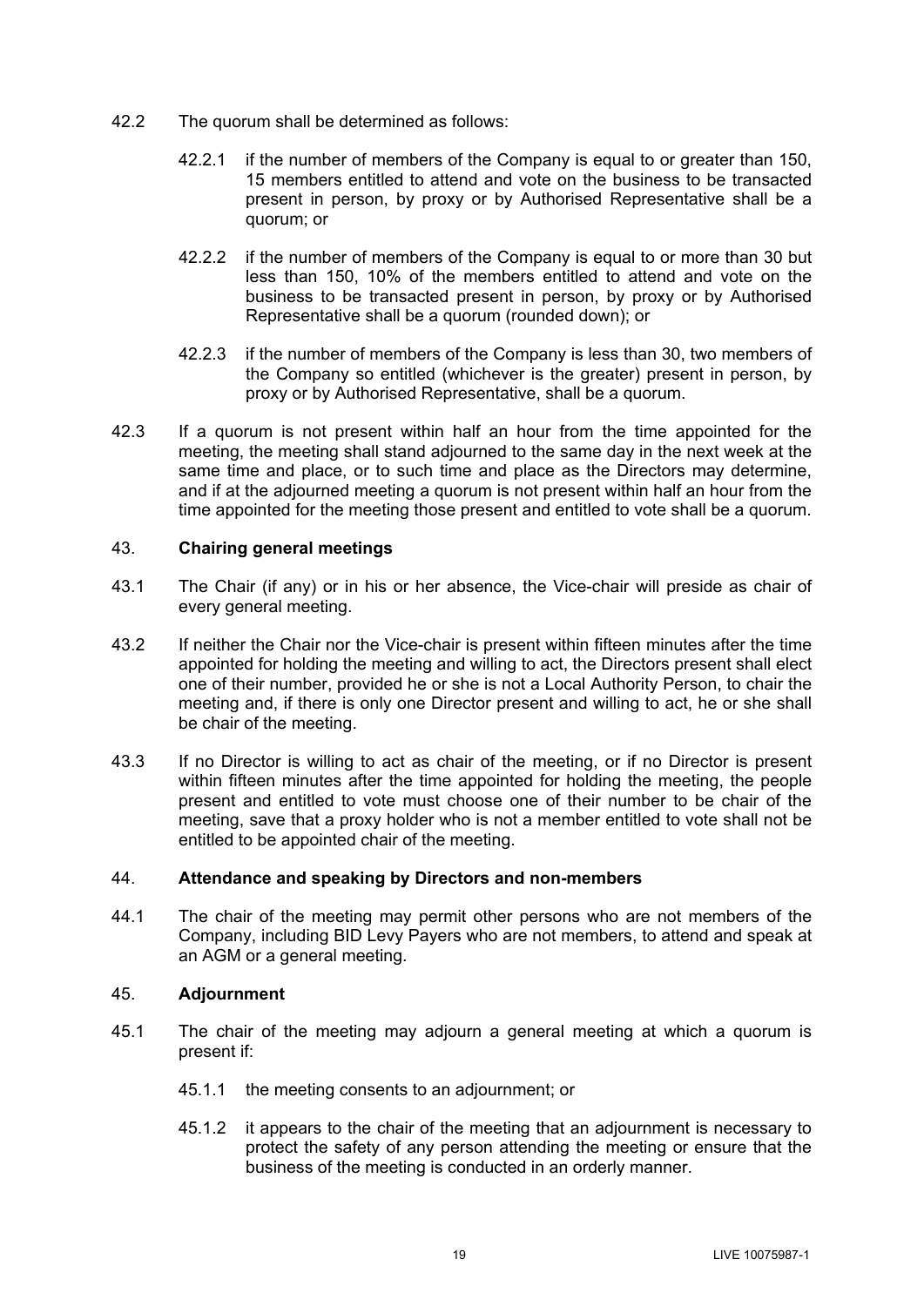42.2 The quorum shall be determined as follows:

42.2.1 if the number of members of the Company is equal to or greater than 150, 15 members entitled to attend and vote on the business to be transacted present in person, by proxy or by Authorised Representative shall be a quorum; or

42.2.2 if the number of members of the Company is equal to or more than 30 but less than 150, 10% of the members entitled to attend and vote on the business to be transacted present in person, by proxy or by Authorised Representative shall be a quorum (rounded down); or

42.2.3 if the number of members of the Company is less than 30, two members of the Company so entitled (whichever is the greater) present in person, by proxy or by Authorised Representative, shall be a quorum.

42.3 If a quorum is not present within half an hour from the time appointed for the meeting, the meeting shall stand adjourned to the same day in the next week at the same time and place, or to such time and place as the Directors may determine, and if at the adjourned meeting a quorum is not present within half an hour from the time appointed for the meeting those present and entitled to vote shall be a quorum.

## 43. **Chairing general meetings**

43.1 The Chair (if any) or in his or her absence, the Vice-chair will preside as chair of every general meeting.

43.2 If neither the Chair nor the Vice-chair is present within fifteen minutes after the time appointed for holding the meeting and willing to act, the Directors present shall elect one of their number, provided he or she is not a Local Authority Person, to chair the meeting and, if there is only one Director present and willing to act, he or she shall be chair of the meeting.

43.3 If no Director is willing to act as chair of the meeting, or if no Director is present within fifteen minutes after the time appointed for holding the meeting, the people present and entitled to vote must choose one of their number to be chair of the meeting, save that a proxy holder who is not a member entitled to vote shall not be entitled to be appointed chair of the meeting.

## 44. **Attendance and speaking by Directors and non-members**

44.1 The chair of the meeting may permit other persons who are not members of the Company, including BID Levy Payers who are not members, to attend and speak at an AGM or a general meeting.

## 45. **Adjournment**

45.1 The chair of the meeting may adjourn a general meeting at which a quorum is present if:

45.1.1 the meeting consents to an adjournment; or

45.1.2 it appears to the chair of the meeting that an adjournment is necessary to protect the safety of any person attending the meeting or ensure that the business of the meeting is conducted in an orderly manner.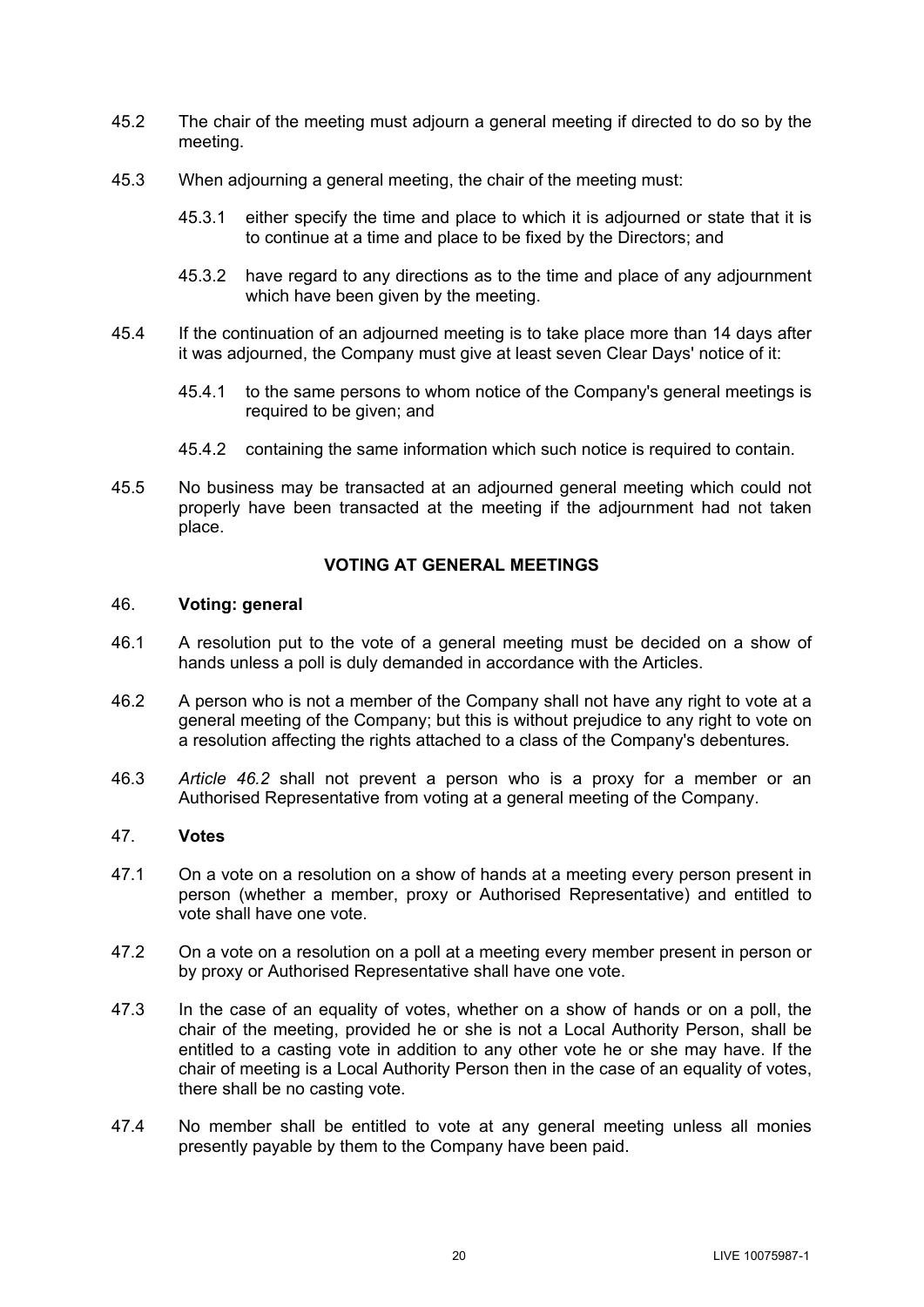45.2 The chair of the meeting must adjourn a general meeting if directed to do so by the meeting.

45.3 When adjourning a general meeting, the chair of the meeting must:

45.3.1 either specify the time and place to which it is adjourned or state that it is to continue at a time and place to be fixed by the Directors; and

45.3.2 have regard to any directions as to the time and place of any adjournment which have been given by the meeting.

45.4 If the continuation of an adjourned meeting is to take place more than 14 days after it was adjourned, the Company must give at least seven Clear Days' notice of it:

45.4.1 to the same persons to whom notice of the Company's general meetings is required to be given; and

45.4.2 containing the same information which such notice is required to contain.

45.5 No business may be transacted at an adjourned general meeting which could not properly have been transacted at the meeting if the adjournment had not taken place.

## VOTING AT GENERAL MEETINGS

### 46. Voting: general

46.1 A resolution put to the vote of a general meeting must be decided on a show of hands unless a poll is duly demanded in accordance with the Articles.

46.2 A person who is not a member of the Company shall not have any right to vote at a general meeting of the Company; but this is without prejudice to any right to vote on a resolution affecting the rights attached to a class of the Company's debentures.

46.3 *Article 46.2* shall not prevent a person who is a proxy for a member or an Authorised Representative from voting at a general meeting of the Company.

### 47. Votes

47.1 On a vote on a resolution on a show of hands at a meeting every person present in person (whether a member, proxy or Authorised Representative) and entitled to vote shall have one vote.

47.2 On a vote on a resolution on a poll at a meeting every member present in person or by proxy or Authorised Representative shall have one vote.

47.3 In the case of an equality of votes, whether on a show of hands or on a poll, the chair of the meeting, provided he or she is not a Local Authority Person, shall be entitled to a casting vote in addition to any other vote he or she may have. If the chair of meeting is a Local Authority Person then in the case of an equality of votes, there shall be no casting vote.

47.4 No member shall be entitled to vote at any general meeting unless all monies presently payable by them to the Company have been paid.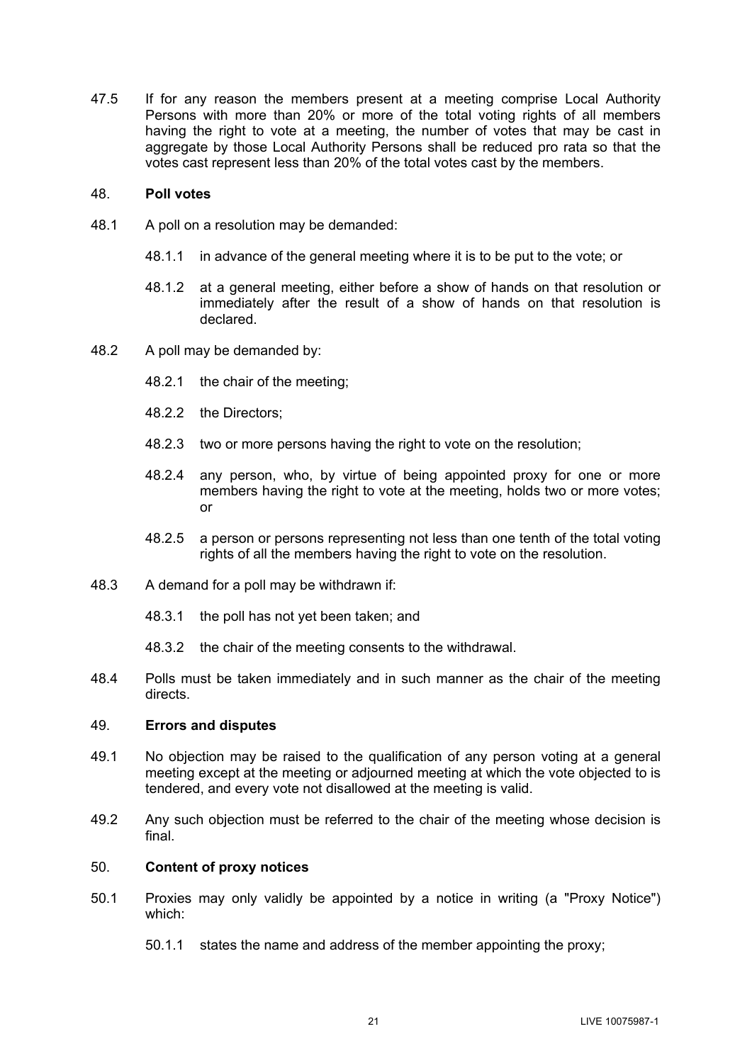47.5 If for any reason the members present at a meeting comprise Local Authority Persons with more than 20% or more of the total voting rights of all members having the right to vote at a meeting, the number of votes that may be cast in aggregate by those Local Authority Persons shall be reduced pro rata so that the votes cast represent less than 20% of the total votes cast by the members.

## 48. **Poll votes**

48.1 A poll on a resolution may be demanded:

48.1.1 in advance of the general meeting where it is to be put to the vote; or

48.1.2 at a general meeting, either before a show of hands on that resolution or immediately after the result of a show of hands on that resolution is declared.

48.2 A poll may be demanded by:

48.2.1 the chair of the meeting;

48.2.2 the Directors;

48.2.3 two or more persons having the right to vote on the resolution;

48.2.4 any person, who, by virtue of being appointed proxy for one or more members having the right to vote at the meeting, holds two or more votes; or

48.2.5 a person or persons representing not less than one tenth of the total voting rights of all the members having the right to vote on the resolution.

48.3 A demand for a poll may be withdrawn if:

48.3.1 the poll has not yet been taken; and

48.3.2 the chair of the meeting consents to the withdrawal.

48.4 Polls must be taken immediately and in such manner as the chair of the meeting directs.

## 49. **Errors and disputes**

49.1 No objection may be raised to the qualification of any person voting at a general meeting except at the meeting or adjourned meeting at which the vote objected to is tendered, and every vote not disallowed at the meeting is valid.

49.2 Any such objection must be referred to the chair of the meeting whose decision is final.

## 50. **Content of proxy notices**

50.1 Proxies may only validly be appointed by a notice in writing (a "Proxy Notice") which:

50.1.1 states the name and address of the member appointing the proxy;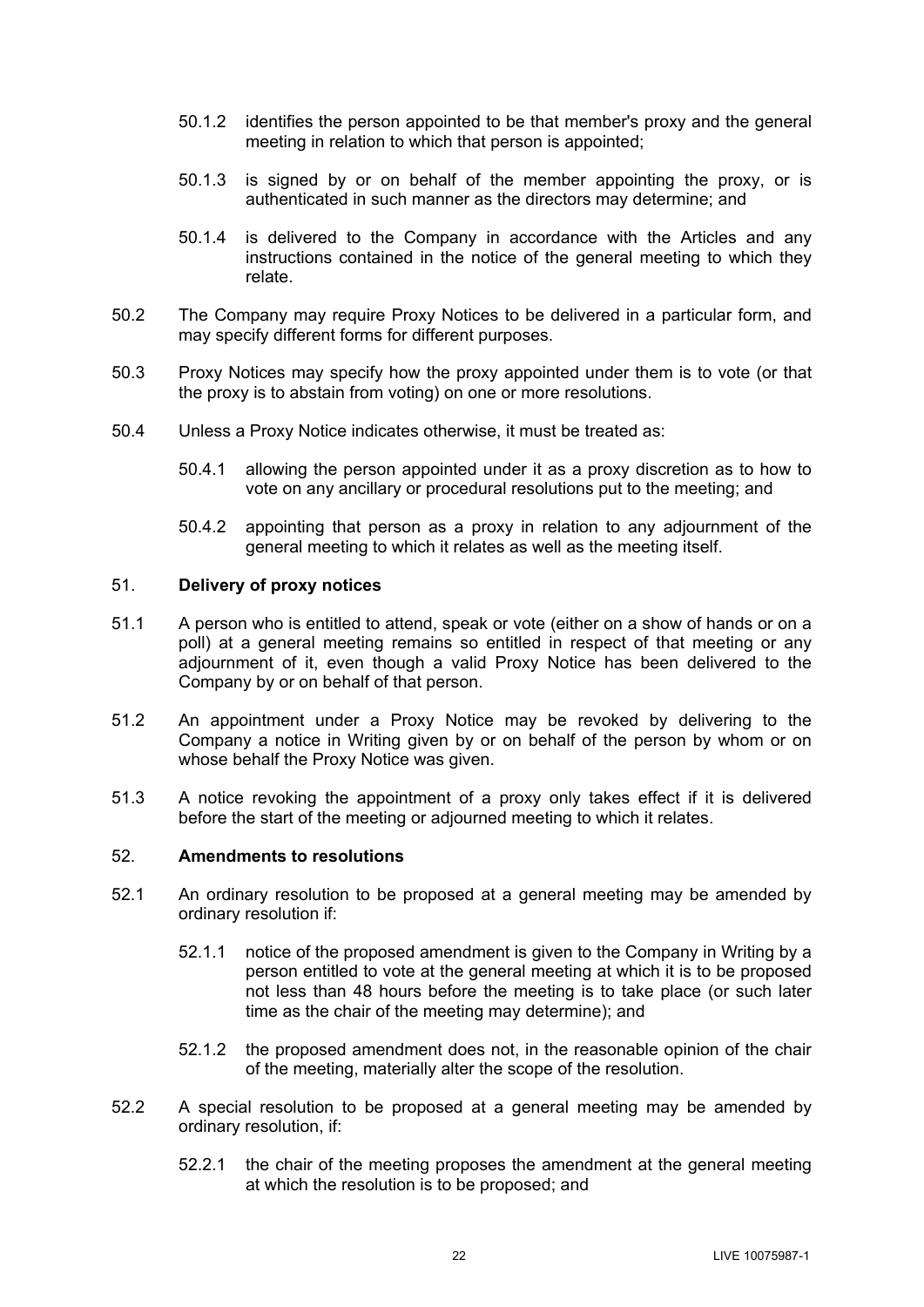50.1.2 identifies the person appointed to be that member's proxy and the general meeting in relation to which that person is appointed;

50.1.3 is signed by or on behalf of the member appointing the proxy, or is authenticated in such manner as the directors may determine; and

50.1.4 is delivered to the Company in accordance with the Articles and any instructions contained in the notice of the general meeting to which they relate.

50.2 The Company may require Proxy Notices to be delivered in a particular form, and may specify different forms for different purposes.

50.3 Proxy Notices may specify how the proxy appointed under them is to vote (or that the proxy is to abstain from voting) on one or more resolutions.

50.4 Unless a Proxy Notice indicates otherwise, it must be treated as:

50.4.1 allowing the person appointed under it as a proxy discretion as to how to vote on any ancillary or procedural resolutions put to the meeting; and

50.4.2 appointing that person as a proxy in relation to any adjournment of the general meeting to which it relates as well as the meeting itself.

## 51. **Delivery of proxy notices**

51.1 A person who is entitled to attend, speak or vote (either on a show of hands or on a poll) at a general meeting remains so entitled in respect of that meeting or any adjournment of it, even though a valid Proxy Notice has been delivered to the Company by or on behalf of that person.

51.2 An appointment under a Proxy Notice may be revoked by delivering to the Company a notice in Writing given by or on behalf of the person by whom or on whose behalf the Proxy Notice was given.

51.3 A notice revoking the appointment of a proxy only takes effect if it is delivered before the start of the meeting or adjourned meeting to which it relates.

## 52. **Amendments to resolutions**

52.1 An ordinary resolution to be proposed at a general meeting may be amended by ordinary resolution if:

52.1.1 notice of the proposed amendment is given to the Company in Writing by a person entitled to vote at the general meeting at which it is to be proposed not less than 48 hours before the meeting is to take place (or such later time as the chair of the meeting may determine); and

52.1.2 the proposed amendment does not, in the reasonable opinion of the chair of the meeting, materially alter the scope of the resolution.

52.2 A special resolution to be proposed at a general meeting may be amended by ordinary resolution, if:

52.2.1 the chair of the meeting proposes the amendment at the general meeting at which the resolution is to be proposed; and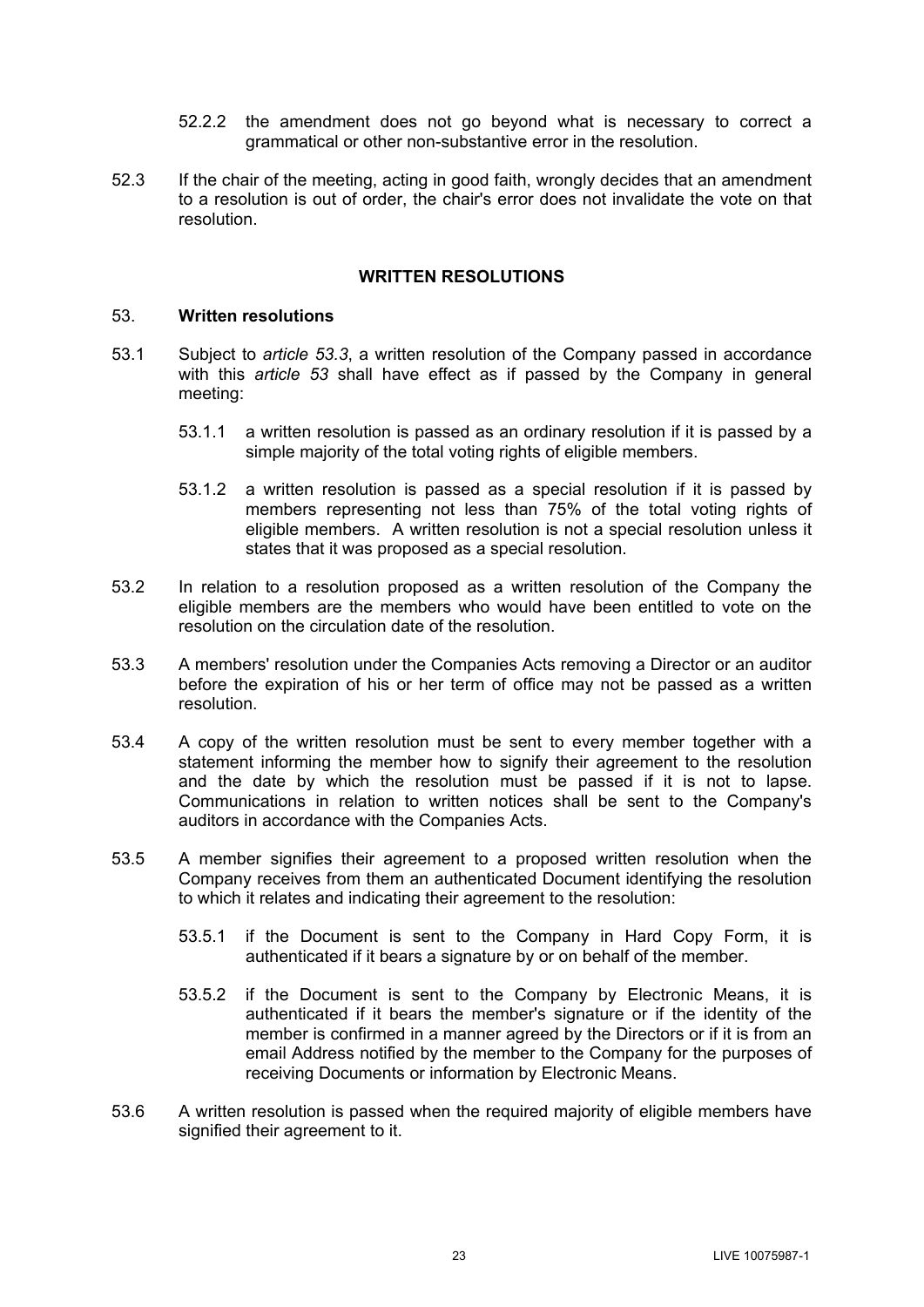52.2.2 the amendment does not go beyond what is necessary to correct a grammatical or other non-substantive error in the resolution.

52.3 If the chair of the meeting, acting in good faith, wrongly decides that an amendment to a resolution is out of order, the chair's error does not invalidate the vote on that resolution.

## WRITTEN RESOLUTIONS

### 53. Written resolutions

53.1 Subject to *article 53.3*, a written resolution of the Company passed in accordance with this *article 53* shall have effect as if passed by the Company in general meeting:

53.1.1 a written resolution is passed as an ordinary resolution if it is passed by a simple majority of the total voting rights of eligible members.

53.1.2 a written resolution is passed as a special resolution if it is passed by members representing not less than 75% of the total voting rights of eligible members. A written resolution is not a special resolution unless it states that it was proposed as a special resolution.

53.2 In relation to a resolution proposed as a written resolution of the Company the eligible members are the members who would have been entitled to vote on the resolution on the circulation date of the resolution.

53.3 A members' resolution under the Companies Acts removing a Director or an auditor before the expiration of his or her term of office may not be passed as a written resolution.

53.4 A copy of the written resolution must be sent to every member together with a statement informing the member how to signify their agreement to the resolution and the date by which the resolution must be passed if it is not to lapse. Communications in relation to written notices shall be sent to the Company's auditors in accordance with the Companies Acts.

53.5 A member signifies their agreement to a proposed written resolution when the Company receives from them an authenticated Document identifying the resolution to which it relates and indicating their agreement to the resolution:

53.5.1 if the Document is sent to the Company in Hard Copy Form, it is authenticated if it bears a signature by or on behalf of the member.

53.5.2 if the Document is sent to the Company by Electronic Means, it is authenticated if it bears the member's signature or if the identity of the member is confirmed in a manner agreed by the Directors or if it is from an email Address notified by the member to the Company for the purposes of receiving Documents or information by Electronic Means.

53.6 A written resolution is passed when the required majority of eligible members have signified their agreement to it.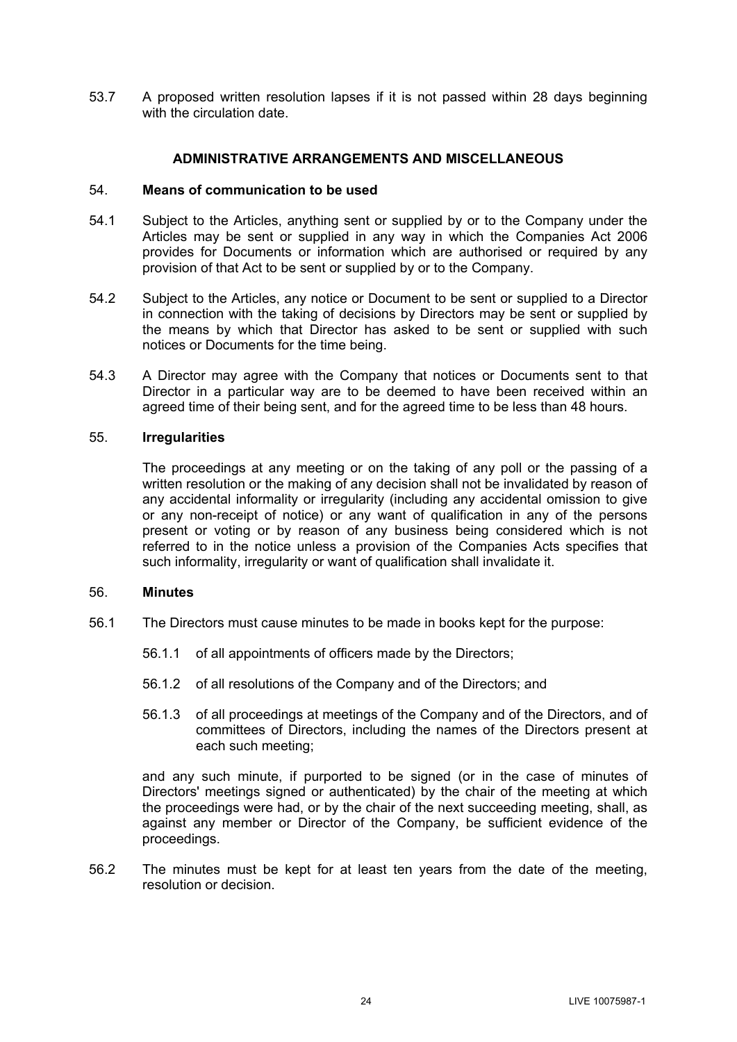53.7 A proposed written resolution lapses if it is not passed within 28 days beginning with the circulation date.

## ADMINISTRATIVE ARRANGEMENTS AND MISCELLANEOUS

### 54. Means of communication to be used

54.1 Subject to the Articles, anything sent or supplied by or to the Company under the Articles may be sent or supplied in any way in which the Companies Act 2006 provides for Documents or information which are authorised or required by any provision of that Act to be sent or supplied by or to the Company.

54.2 Subject to the Articles, any notice or Document to be sent or supplied to a Director in connection with the taking of decisions by Directors may be sent or supplied by the means by which that Director has asked to be sent or supplied with such notices or Documents for the time being.

54.3 A Director may agree with the Company that notices or Documents sent to that Director in a particular way are to be deemed to have been received within an agreed time of their being sent, and for the agreed time to be less than 48 hours.

### 55. Irregularities

The proceedings at any meeting or on the taking of any poll or the passing of a written resolution or the making of any decision shall not be invalidated by reason of any accidental informality or irregularity (including any accidental omission to give or any non-receipt of notice) or any want of qualification in any of the persons present or voting or by reason of any business being considered which is not referred to in the notice unless a provision of the Companies Acts specifies that such informality, irregularity or want of qualification shall invalidate it.

### 56. Minutes

56.1 The Directors must cause minutes to be made in books kept for the purpose:

56.1.1 of all appointments of officers made by the Directors;

56.1.2 of all resolutions of the Company and of the Directors; and

56.1.3 of all proceedings at meetings of the Company and of the Directors, and of committees of Directors, including the names of the Directors present at each such meeting;

and any such minute, if purported to be signed (or in the case of minutes of Directors' meetings signed or authenticated) by the chair of the meeting at which the proceedings were had, or by the chair of the next succeeding meeting, shall, as against any member or Director of the Company, be sufficient evidence of the proceedings.

56.2 The minutes must be kept for at least ten years from the date of the meeting, resolution or decision.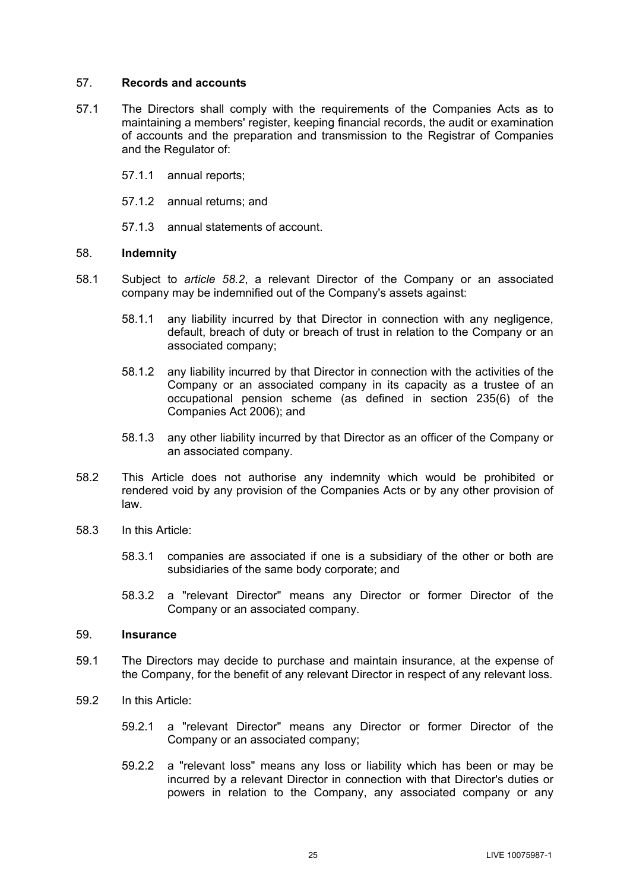## 57. **Records and accounts**

57.1 The Directors shall comply with the requirements of the Companies Acts as to maintaining a members' register, keeping financial records, the audit or examination of accounts and the preparation and transmission to the Registrar of Companies and the Regulator of:

57.1.1 annual reports;

57.1.2 annual returns; and

57.1.3 annual statements of account.

## 58. **Indemnity**

58.1 Subject to *article 58.2*, a relevant Director of the Company or an associated company may be indemnified out of the Company's assets against:

58.1.1 any liability incurred by that Director in connection with any negligence, default, breach of duty or breach of trust in relation to the Company or an associated company;

58.1.2 any liability incurred by that Director in connection with the activities of the Company or an associated company in its capacity as a trustee of an occupational pension scheme (as defined in section 235(6) of the Companies Act 2006); and

58.1.3 any other liability incurred by that Director as an officer of the Company or an associated company.

58.2 This Article does not authorise any indemnity which would be prohibited or rendered void by any provision of the Companies Acts or by any other provision of law.

58.3 In this Article:

58.3.1 companies are associated if one is a subsidiary of the other or both are subsidiaries of the same body corporate; and

58.3.2 a "relevant Director" means any Director or former Director of the Company or an associated company.

## 59. **Insurance**

59.1 The Directors may decide to purchase and maintain insurance, at the expense of the Company, for the benefit of any relevant Director in respect of any relevant loss.

59.2 In this Article:

59.2.1 a "relevant Director" means any Director or former Director of the Company or an associated company;

59.2.2 a "relevant loss" means any loss or liability which has been or may be incurred by a relevant Director in connection with that Director's duties or powers in relation to the Company, any associated company or any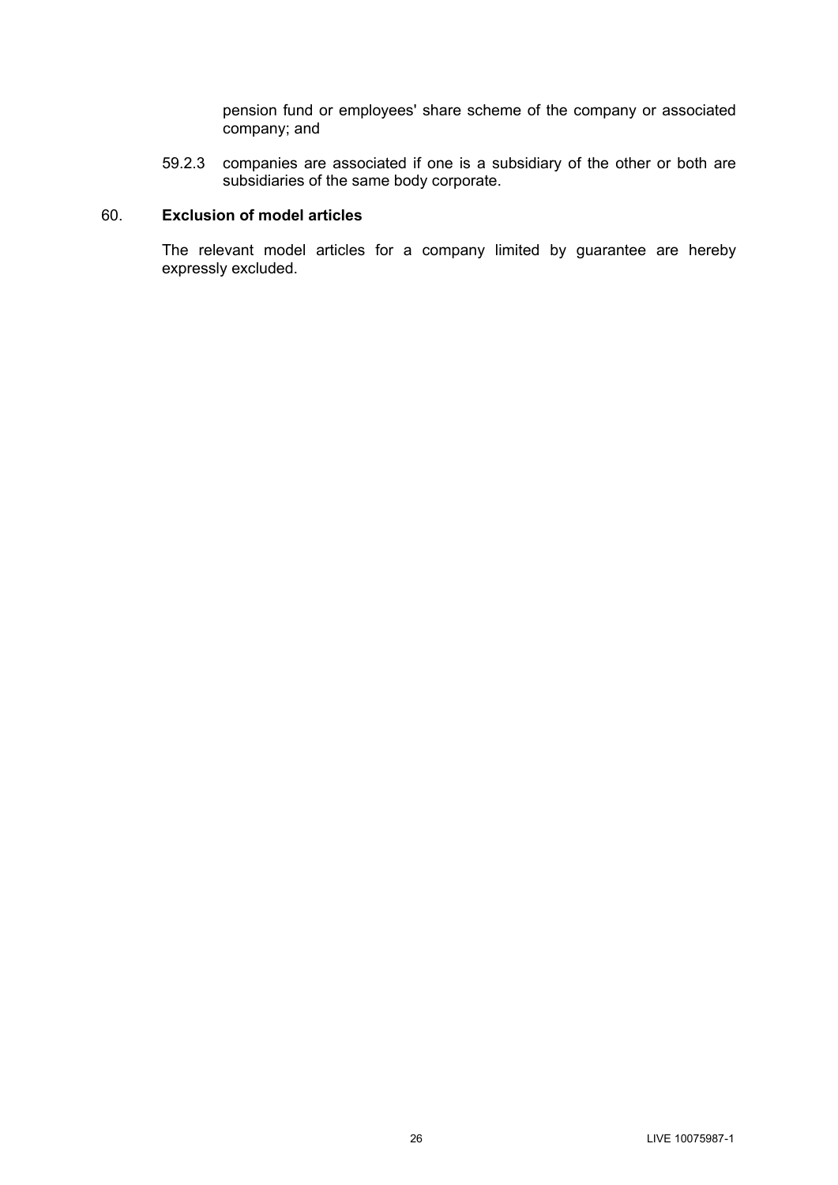pension fund or employees' share scheme of the company or associated company; and

59.2.3 companies are associated if one is a subsidiary of the other or both are subsidiaries of the same body corporate.

## 60. **Exclusion of model articles**

The relevant model articles for a company limited by guarantee are hereby expressly excluded.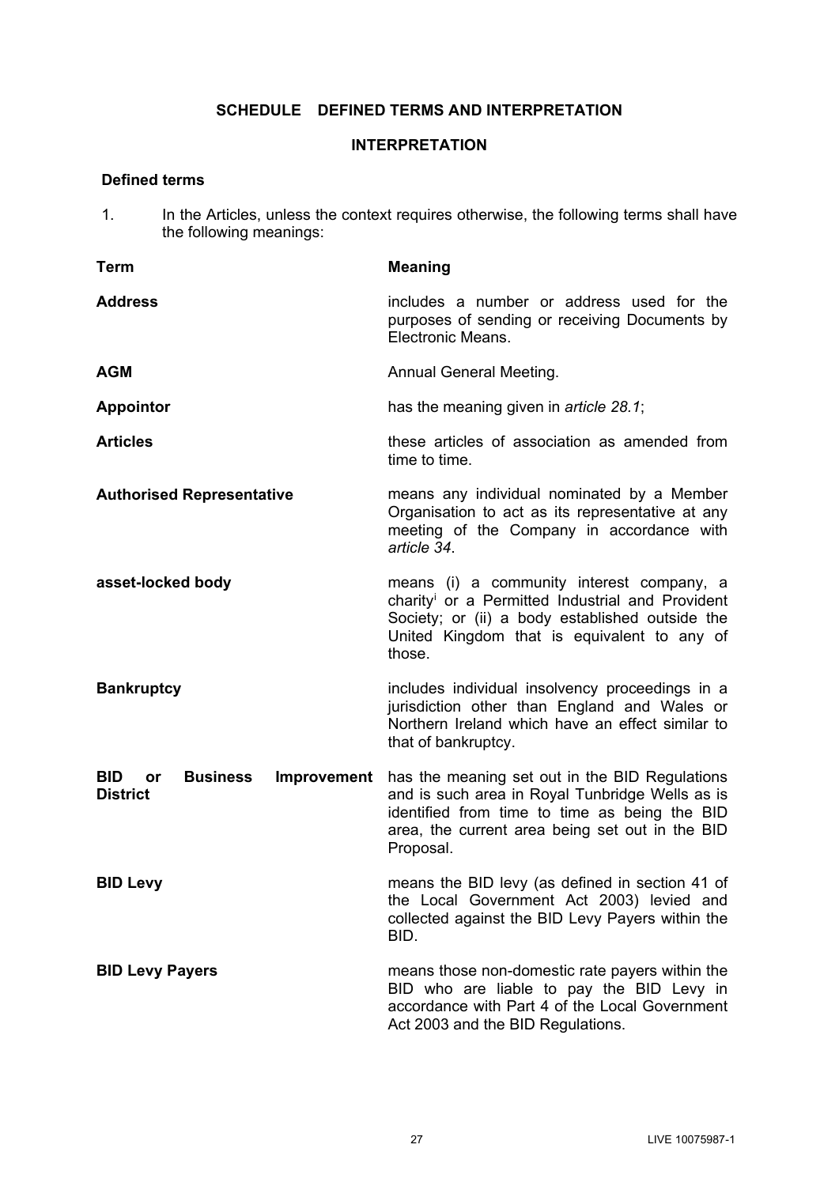## SCHEDULE DEFINED TERMS AND INTERPRETATION

### INTERPRETATION

**Defined terms**

1. In the Articles, unless the context requires otherwise, the following terms shall have the following meanings:

| Term | Meaning |
|---|---|
| **Address** | includes a number or address used for the purposes of sending or receiving Documents by Electronic Means. |
| **AGM** | Annual General Meeting. |
| **Appointor** | has the meaning given in *article 28.1*; |
| **Articles** | these articles of association as amended from time to time. |
| **Authorised Representative** | means any individual nominated by a Member Organisation to act as its representative at any meeting of the Company in accordance with *article 34*. |
| **asset-locked body** | means (i) a community interest company, a charity[i] or a Permitted Industrial and Provident Society; or (ii) a body established outside the United Kingdom that is equivalent to any of those. |
| **Bankruptcy** | includes individual insolvency proceedings in a jurisdiction other than England and Wales or Northern Ireland which have an effect similar to that of bankruptcy. |
| **BID or Business Improvement District** | has the meaning set out in the BID Regulations and is such area in Royal Tunbridge Wells as is identified from time to time as being the BID area, the current area being set out in the BID Proposal. |
| **BID Levy** | means the BID levy (as defined in section 41 of the Local Government Act 2003) levied and collected against the BID Levy Payers within the BID. |
| **BID Levy Payers** | means those non-domestic rate payers within the BID who are liable to pay the BID Levy in accordance with Part 4 of the Local Government Act 2003 and the BID Regulations. |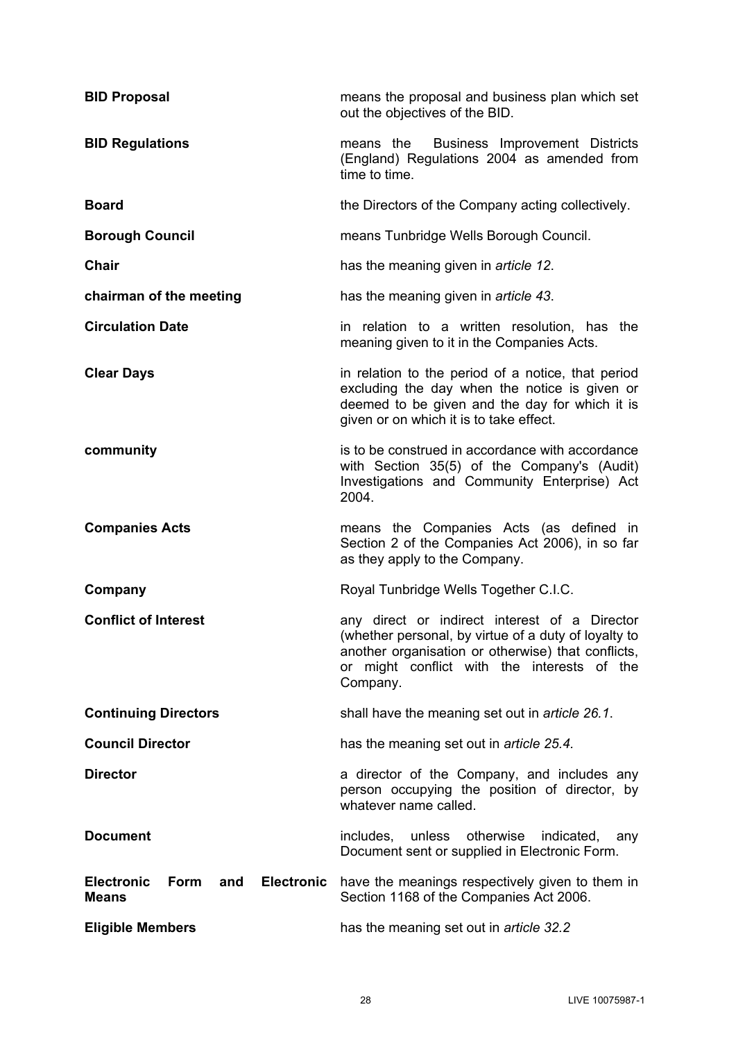| | |
|---|---|
| **BID Proposal** | means the proposal and business plan which set out the objectives of the BID. |
| **BID Regulations** | means the Business Improvement Districts (England) Regulations 2004 as amended from time to time. |
| **Board** | the Directors of the Company acting collectively. |
| **Borough Council** | means Tunbridge Wells Borough Council. |
| **Chair** | has the meaning given in *article 12*. |
| **chairman of the meeting** | has the meaning given in *article 43*. |
| **Circulation Date** | in relation to a written resolution, has the meaning given to it in the Companies Acts. |
| **Clear Days** | in relation to the period of a notice, that period excluding the day when the notice is given or deemed to be given and the day for which it is given or on which it is to take effect. |
| **community** | is to be construed in accordance with accordance with Section 35(5) of the Company's (Audit) Investigations and Community Enterprise) Act 2004. |
| **Companies Acts** | means the Companies Acts (as defined in Section 2 of the Companies Act 2006), in so far as they apply to the Company. |
| **Company** | Royal Tunbridge Wells Together C.I.C. |
| **Conflict of Interest** | any direct or indirect interest of a Director (whether personal, by virtue of a duty of loyalty to another organisation or otherwise) that conflicts, or might conflict with the interests of the Company. |
| **Continuing Directors** | shall have the meaning set out in *article 26.1*. |
| **Council Director** | has the meaning set out in *article 25.4.* |
| **Director** | a director of the Company, and includes any person occupying the position of director, by whatever name called. |
| **Document** | includes, unless otherwise indicated, any Document sent or supplied in Electronic Form. |
| **Electronic Form and Electronic Means** | have the meanings respectively given to them in Section 1168 of the Companies Act 2006. |
| **Eligible Members** | has the meaning set out in *article 32.2* |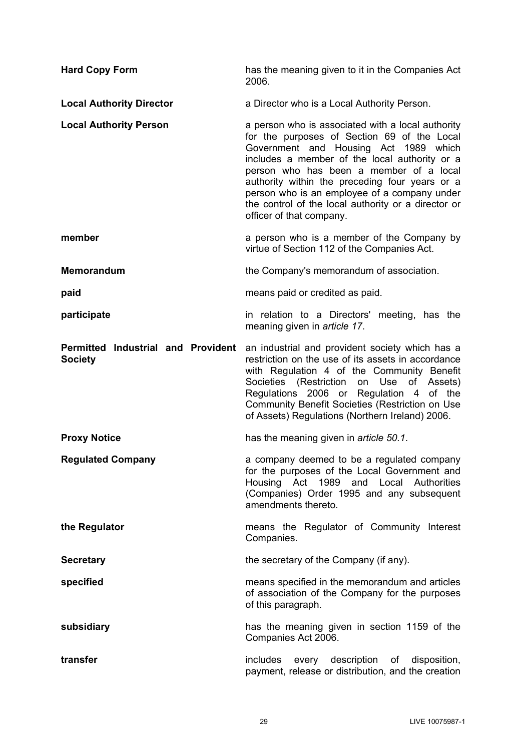| | |
|---|---|
| **Hard Copy Form** | has the meaning given to it in the Companies Act 2006. |
| **Local Authority Director** | a Director who is a Local Authority Person. |
| **Local Authority Person** | a person who is associated with a local authority for the purposes of Section 69 of the Local Government and Housing Act 1989 which includes a member of the local authority or a person who has been a member of a local authority within the preceding four years or a person who is an employee of a company under the control of the local authority or a director or officer of that company. |
| **member** | a person who is a member of the Company by virtue of Section 112 of the Companies Act. |
| **Memorandum** | the Company's memorandum of association. |
| **paid** | means paid or credited as paid. |
| **participate** | in relation to a Directors' meeting, has the meaning given in *article 17*. |
| **Permitted Industrial and Provident Society** | an industrial and provident society which has a restriction on the use of its assets in accordance with Regulation 4 of the Community Benefit Societies (Restriction on Use of Assets) Regulations 2006 or Regulation 4 of the Community Benefit Societies (Restriction on Use of Assets) Regulations (Northern Ireland) 2006. |
| **Proxy Notice** | has the meaning given in *article 50.1*. |
| **Regulated Company** | a company deemed to be a regulated company for the purposes of the Local Government and Housing Act 1989 and Local Authorities (Companies) Order 1995 and any subsequent amendments thereto. |
| **the Regulator** | means the Regulator of Community Interest Companies. |
| **Secretary** | the secretary of the Company (if any). |
| **specified** | means specified in the memorandum and articles of association of the Company for the purposes of this paragraph. |
| **subsidiary** | has the meaning given in section 1159 of the Companies Act 2006. |
| **transfer** | includes every description of disposition, payment, release or distribution, and the creation |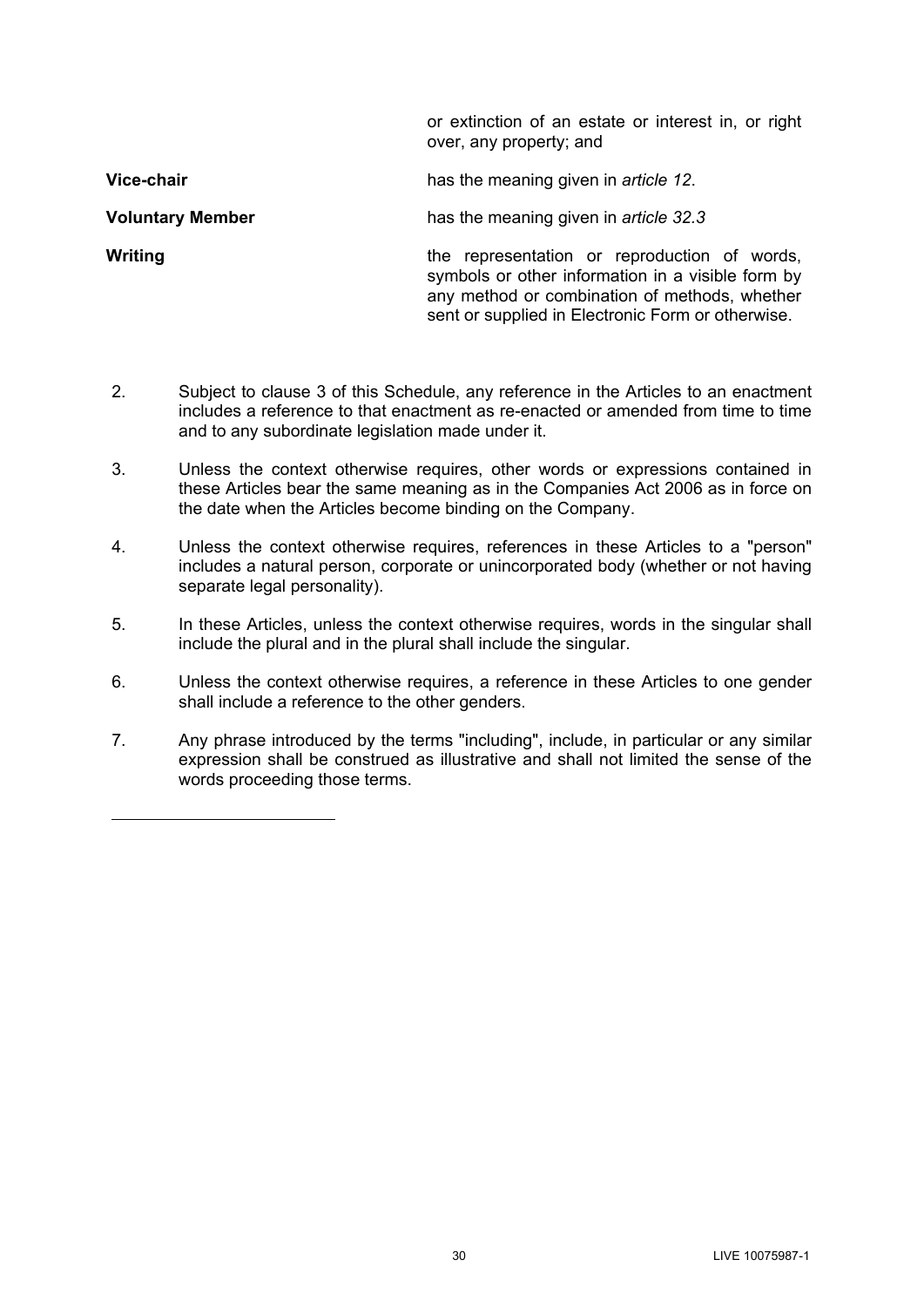| | |
|---|---|
| | or extinction of an estate or interest in, or right over, any property; and |
| **Vice-chair** | has the meaning given in *article 12*. |
| **Voluntary Member** | has the meaning given in *article 32.3* |
| **Writing** | the representation or reproduction of words, symbols or other information in a visible form by any method or combination of methods, whether sent or supplied in Electronic Form or otherwise. |

2. Subject to clause 3 of this Schedule, any reference in the Articles to an enactment includes a reference to that enactment as re-enacted or amended from time to time and to any subordinate legislation made under it.

3. Unless the context otherwise requires, other words or expressions contained in these Articles bear the same meaning as in the Companies Act 2006 as in force on the date when the Articles become binding on the Company.

4. Unless the context otherwise requires, references in these Articles to a "person" includes a natural person, corporate or unincorporated body (whether or not having separate legal personality).

5. In these Articles, unless the context otherwise requires, words in the singular shall include the plural and in the plural shall include the singular.

6. Unless the context otherwise requires, a reference in these Articles to one gender shall include a reference to the other genders.

7. Any phrase introduced by the terms "including", include, in particular or any similar expression shall be construed as illustrative and shall not limited the sense of the words proceeding those terms.